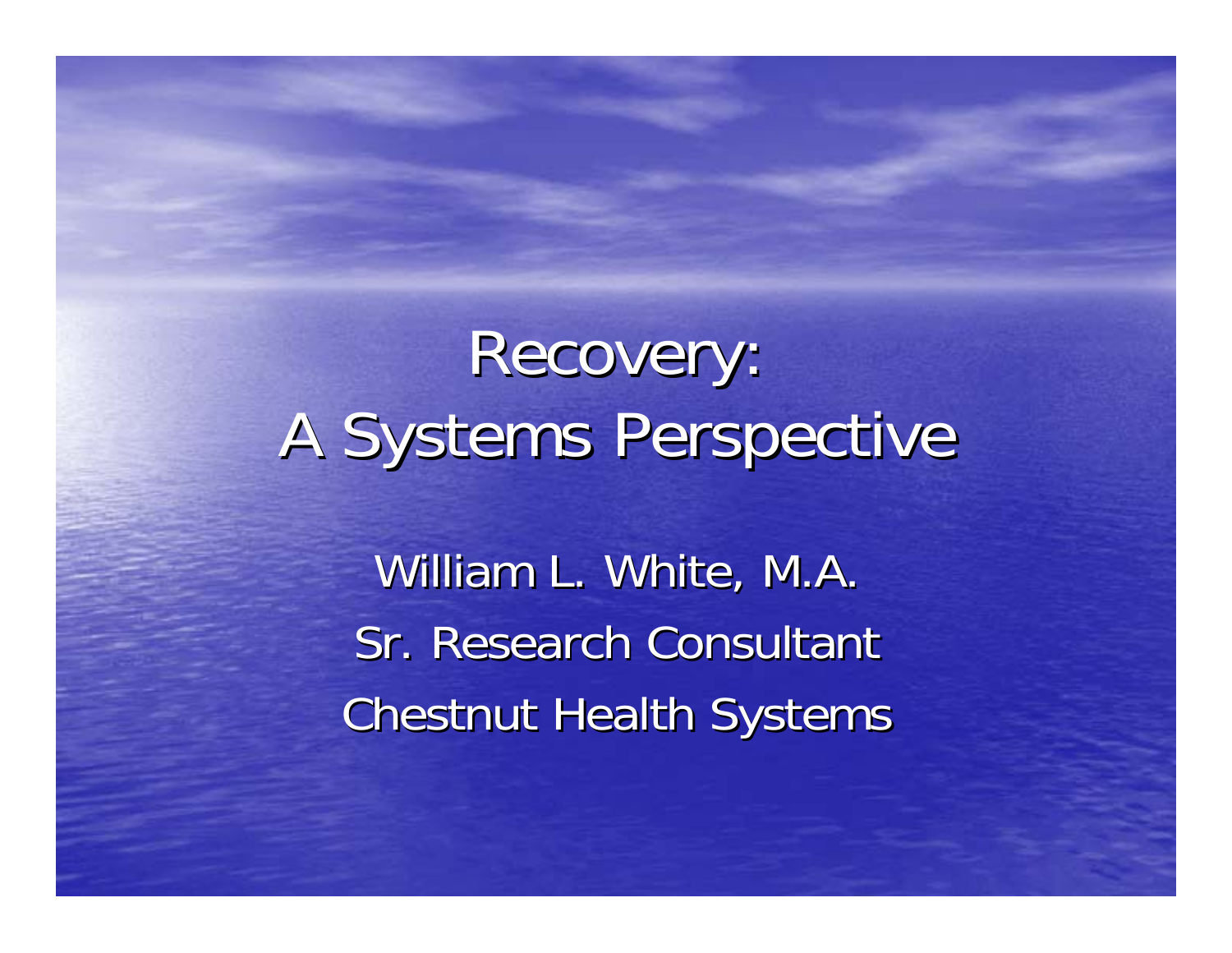# Recovery: A Systems Perspective

William L. White, M.A.

Sr. Research Consultant

Chestnut Health Systems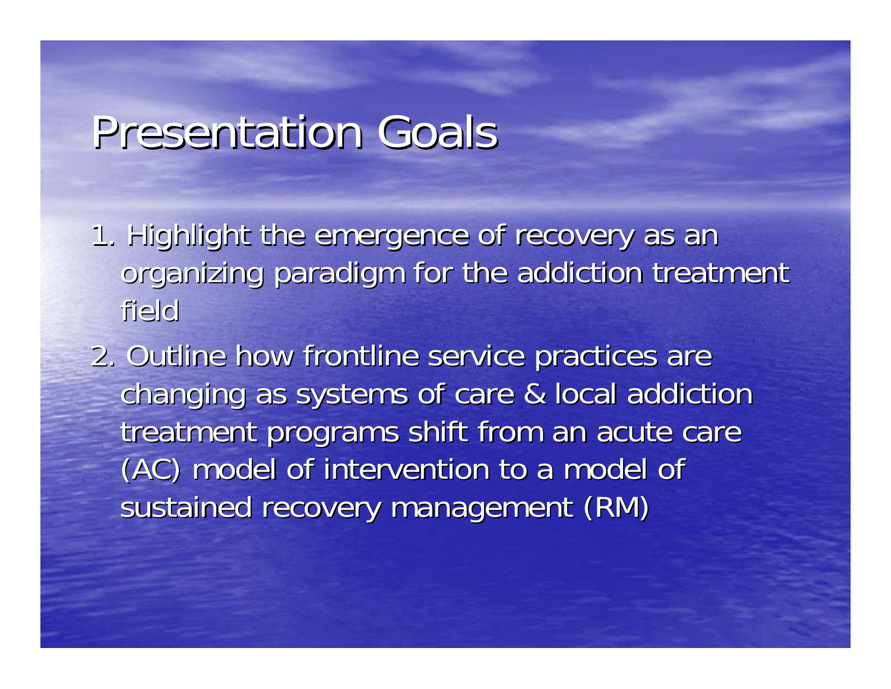# Presentation Goals

1. Highlight the emergence of recovery as an organizing paradigm for the addiction treatment field
2. Outline how frontline service practices are changing as systems of care & local addiction treatment programs shift from an acute care (AC) model of intervention to a model of sustained recovery management (RM)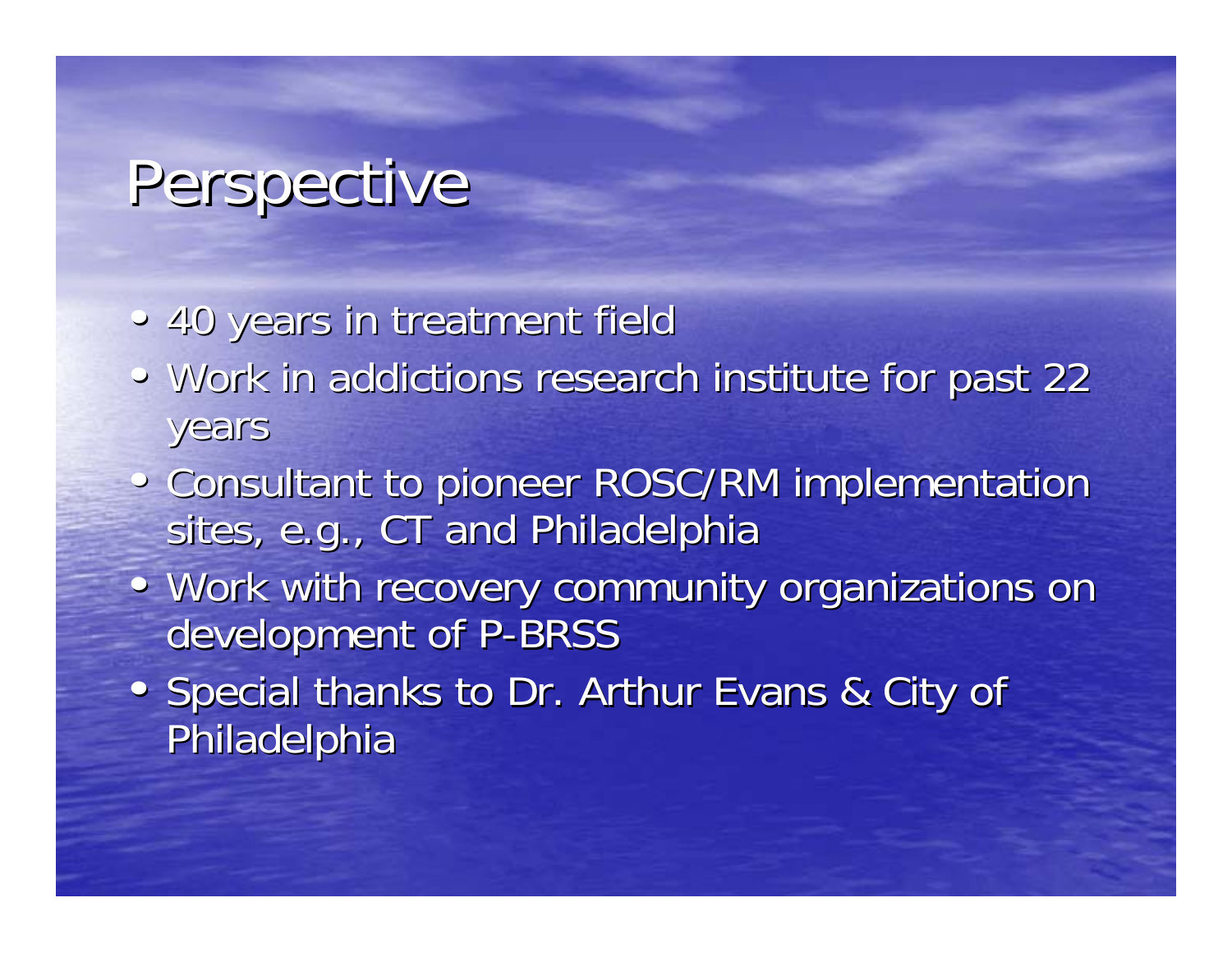# Perspective

- 40 years in treatment field
- Work in addictions research institute for past 22 years
- Consultant to pioneer ROSC/RM implementation sites, e.g., CT and Philadelphia
- Work with recovery community organizations on development of P-BRSS
- Special thanks to Dr. Arthur Evans & City of Philadelphia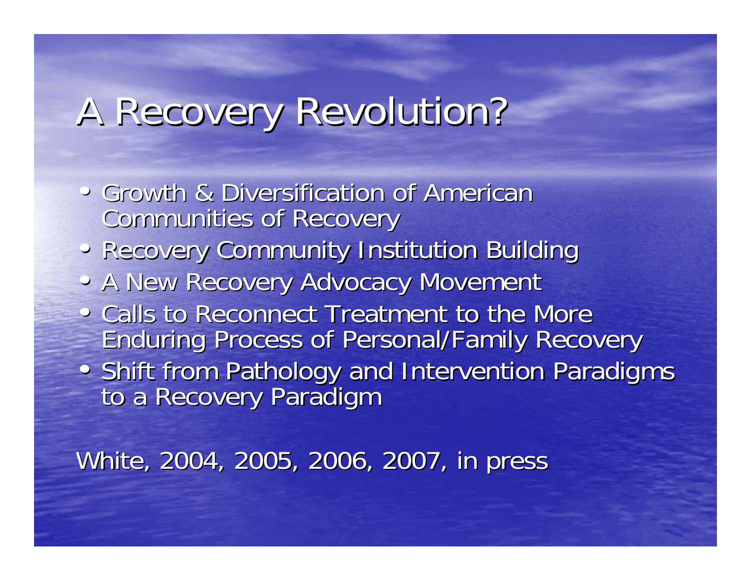# A Recovery Revolution?

- Growth & Diversification of American Communities of Recovery
- Recovery Community Institution Building
- A New Recovery Advocacy Movement
- Calls to Reconnect Treatment to the More Enduring Process of Personal/Family Recovery
- Shift from Pathology and Intervention Paradigms to a Recovery Paradigm

White, 2004, 2005, 2006, 2007, in press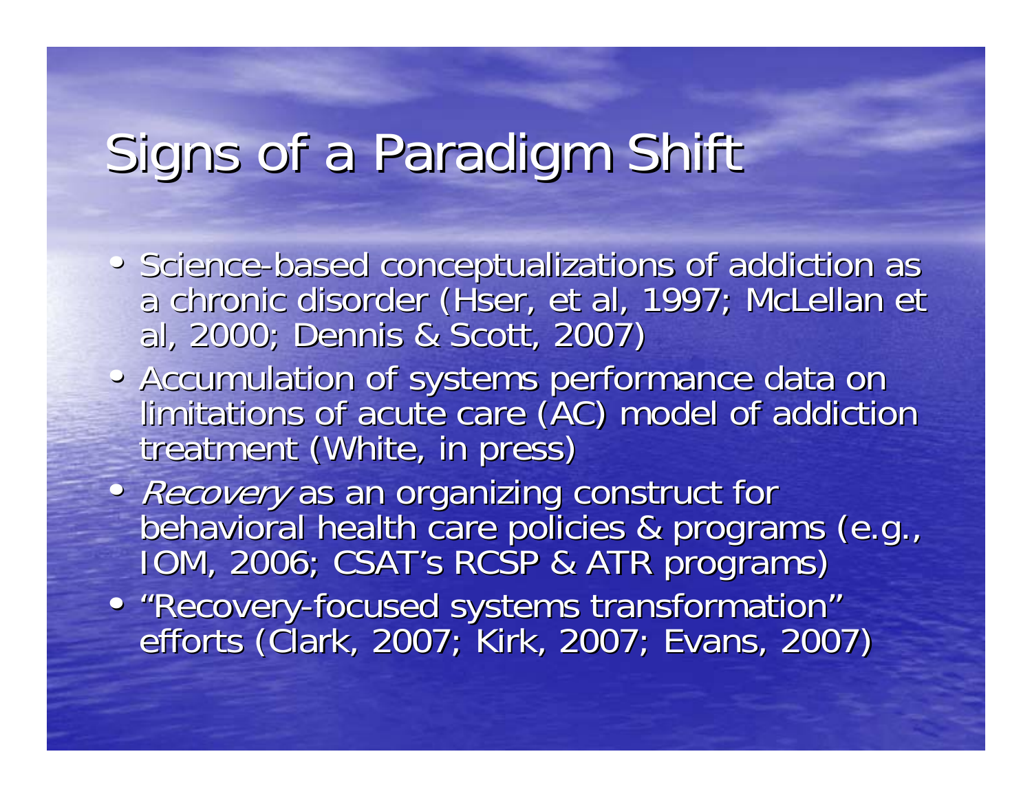# Signs of a Paradigm Shift

- Science-based conceptualizations of addiction as a chronic disorder (Hser, et al, 1997; McLellan et al, 2000; Dennis & Scott, 2007)
- Accumulation of systems performance data on limitations of acute care (AC) model of addiction treatment (White, in press)
- *Recovery* as an organizing construct for behavioral health care policies & programs (e.g., IOM, 2006; CSAT's RCSP & ATR programs)
- "Recovery-focused systems transformation" efforts (Clark, 2007; Kirk, 2007; Evans, 2007)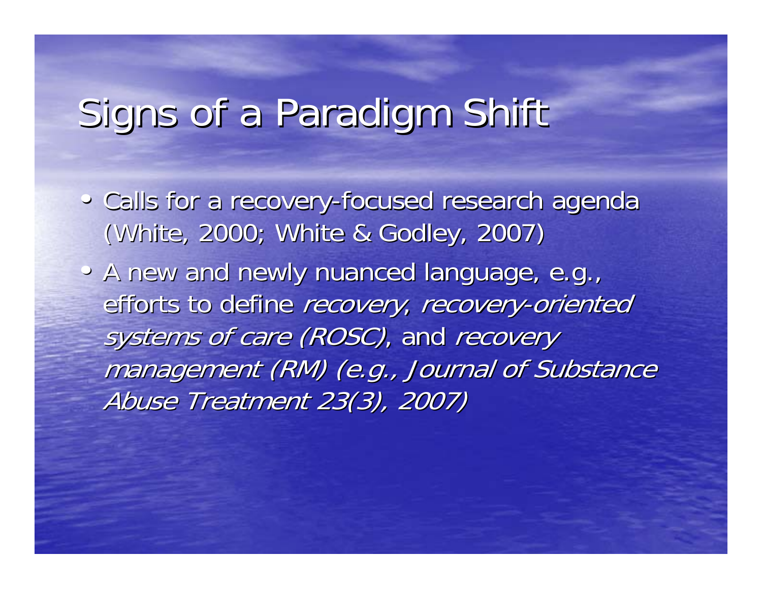# Signs of a Paradigm Shift

- Calls for a recovery-focused research agenda (White, 2000; White & Godley, 2007)
- A new and newly nuanced language, e.g., efforts to define *recovery*, *recovery-oriented systems of care (ROSC)*, and *recovery management (RM) (e.g., Journal of Substance Abuse Treatment 23(3), 2007)*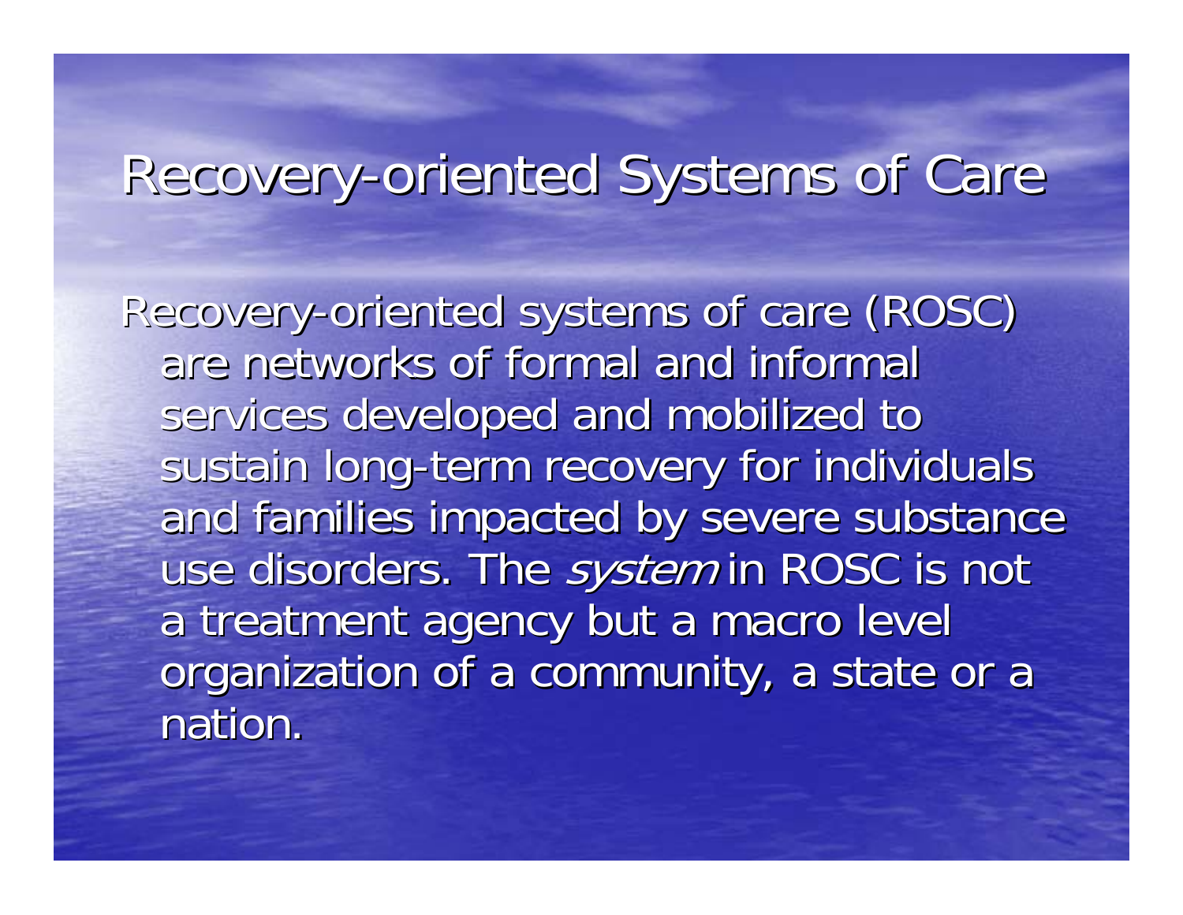# Recovery-oriented Systems of Care

Recovery-oriented systems of care (ROSC) are networks of formal and informal services developed and mobilized to sustain long-term recovery for individuals and families impacted by severe substance use disorders. The *system* in ROSC is not a treatment agency but a macro level organization of a community, a state or a nation.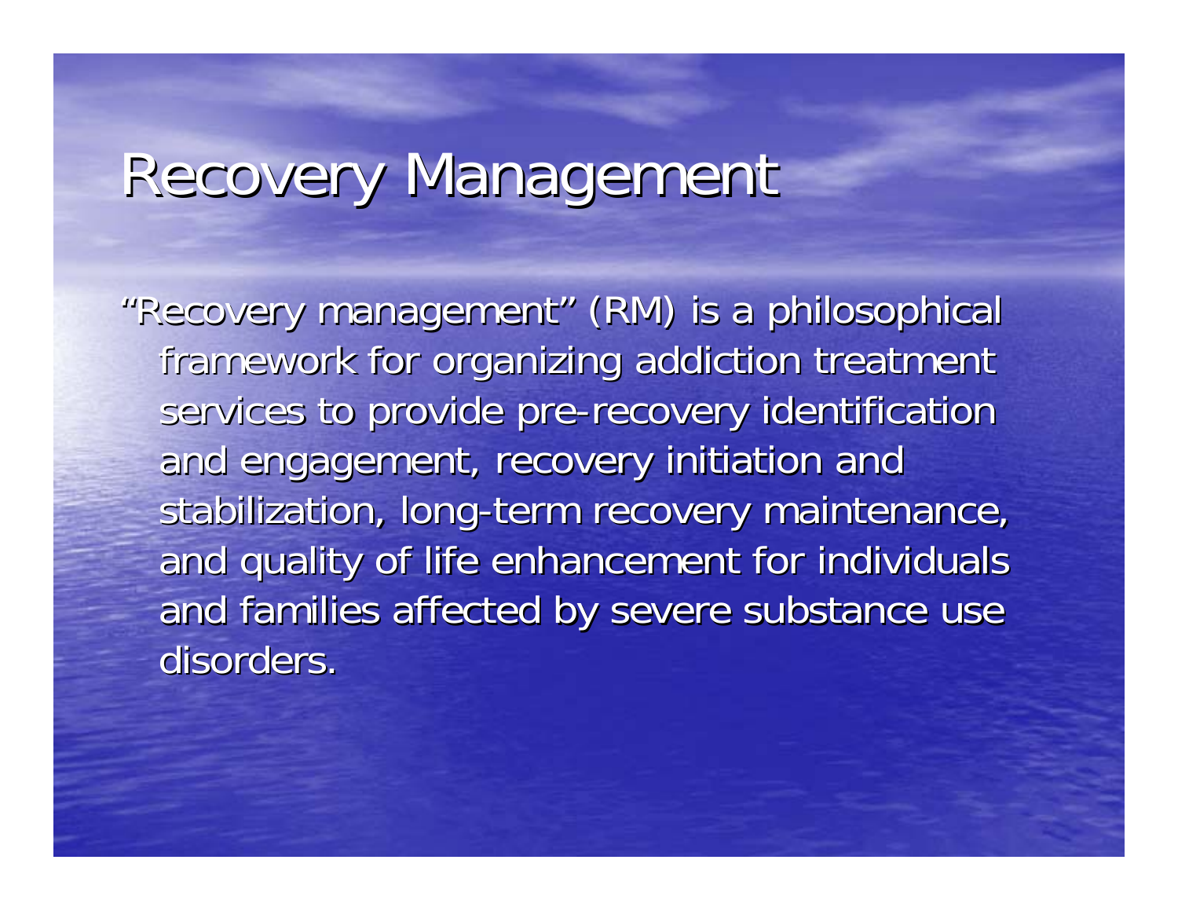# Recovery Management

"Recovery management" (RM) is a philosophical framework for organizing addiction treatment services to provide pre-recovery identification and engagement, recovery initiation and stabilization, long-term recovery maintenance, and quality of life enhancement for individuals and families affected by severe substance use disorders.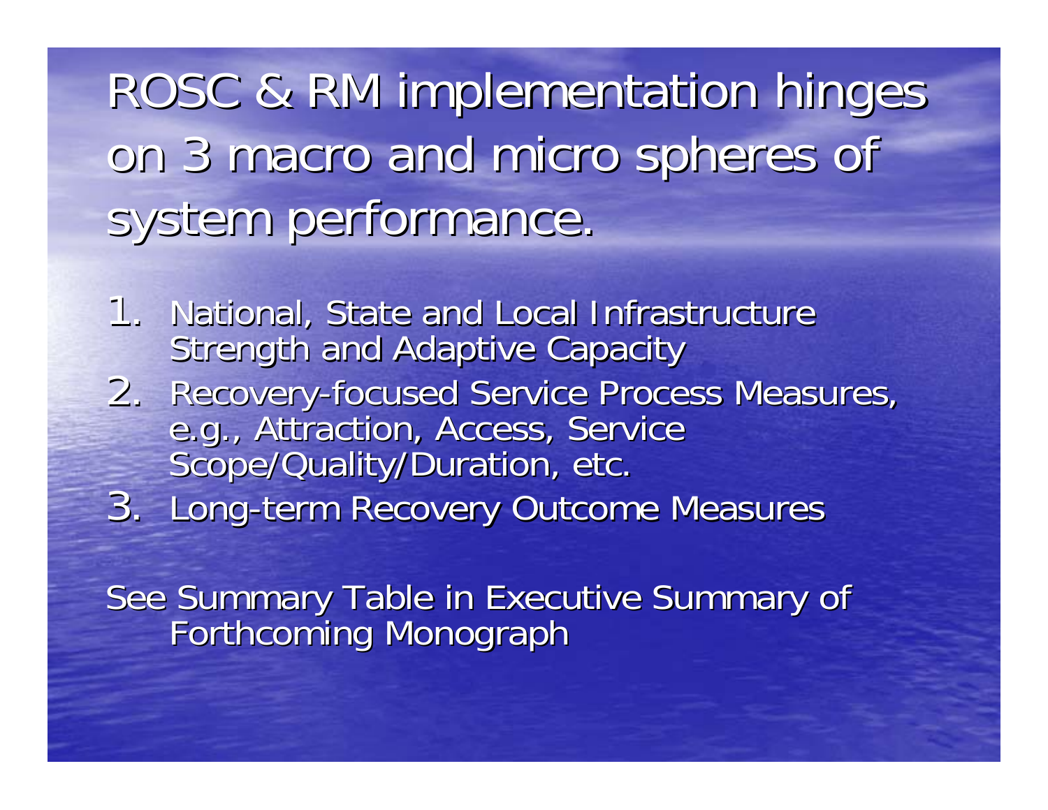# ROSC & RM implementation hinges on 3 macro and micro spheres of system performance.

1. National, State and Local Infrastructure Strength and Adaptive Capacity
2. Recovery-focused Service Process Measures, e.g., Attraction, Access, Service Scope/Quality/Duration, etc.
3. Long-term Recovery Outcome Measures

See Summary Table in Executive Summary of Forthcoming Monograph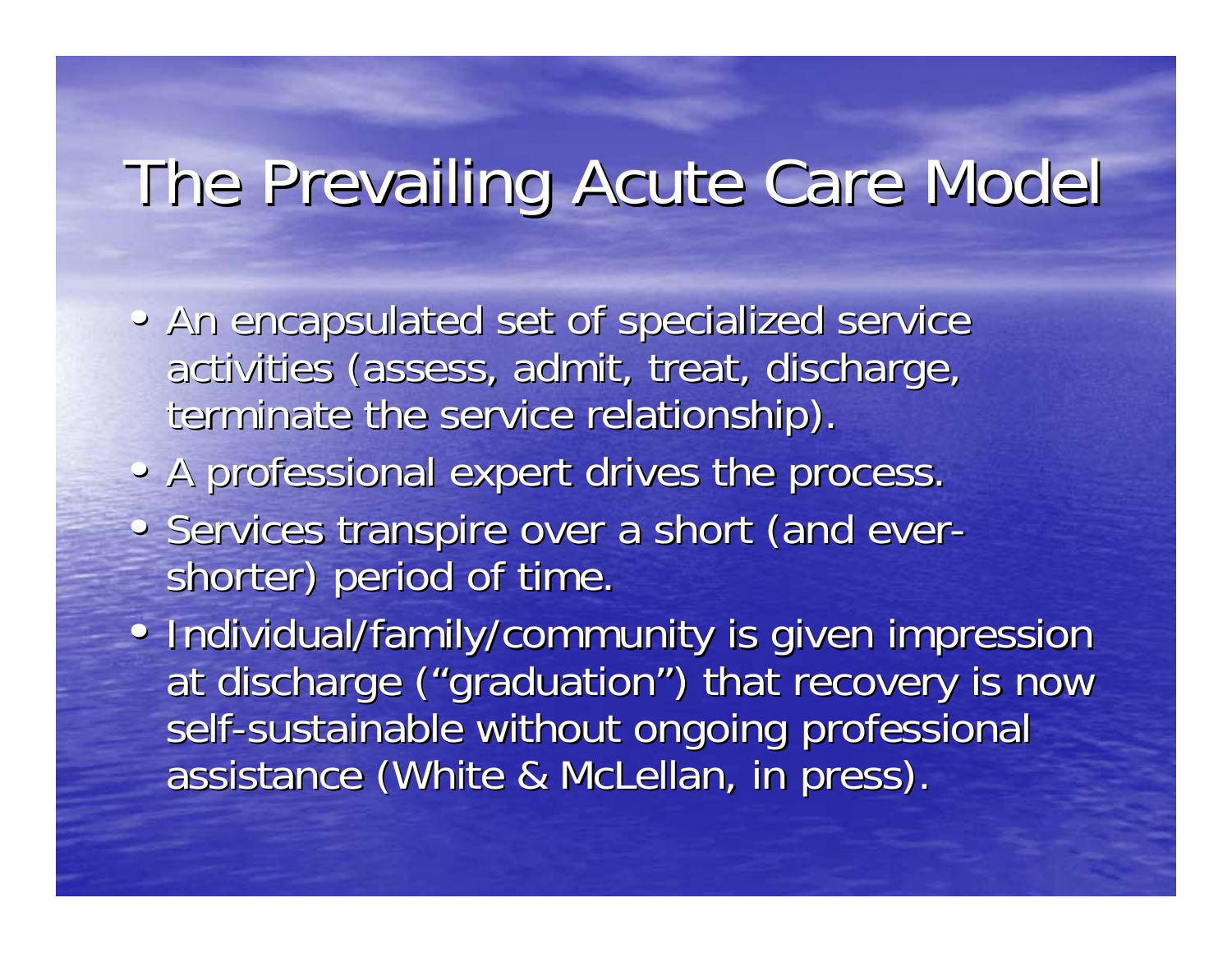# The Prevailing Acute Care Model

- An encapsulated set of specialized service activities (assess, admit, treat, discharge, terminate the service relationship).
- A professional expert drives the process.
- Services transpire over a short (and ever-shorter) period of time.
- Individual/family/community is given impression at discharge ("graduation") that recovery is now self-sustainable without ongoing professional assistance (White & McLellan, in press).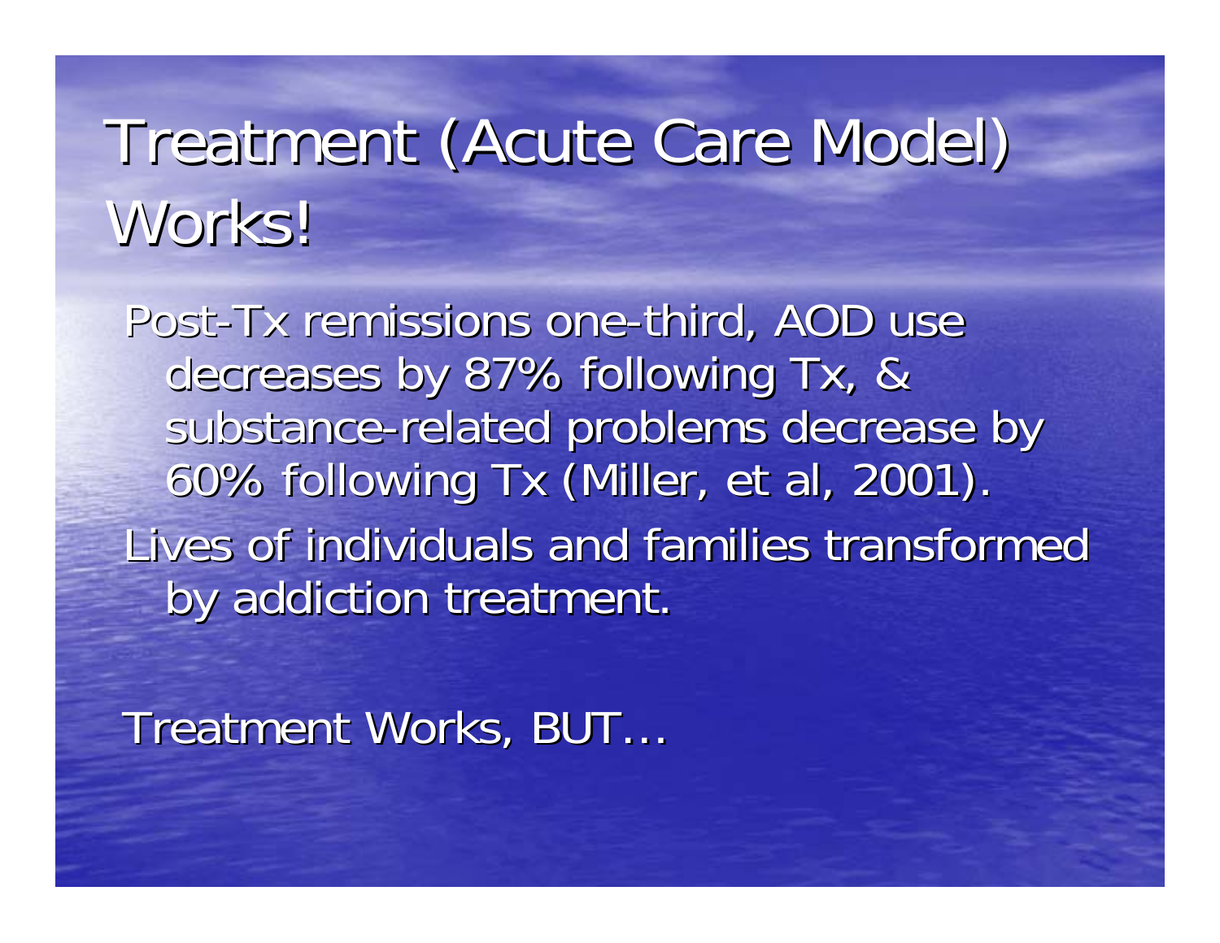# Treatment (Acute Care Model) Works!

Post-Tx remissions one-third, AOD use decreases by 87% following Tx, & substance-related problems decrease by 60% following Tx (Miller, et al, 2001).

Lives of individuals and families transformed by addiction treatment.

Treatment Works, BUT…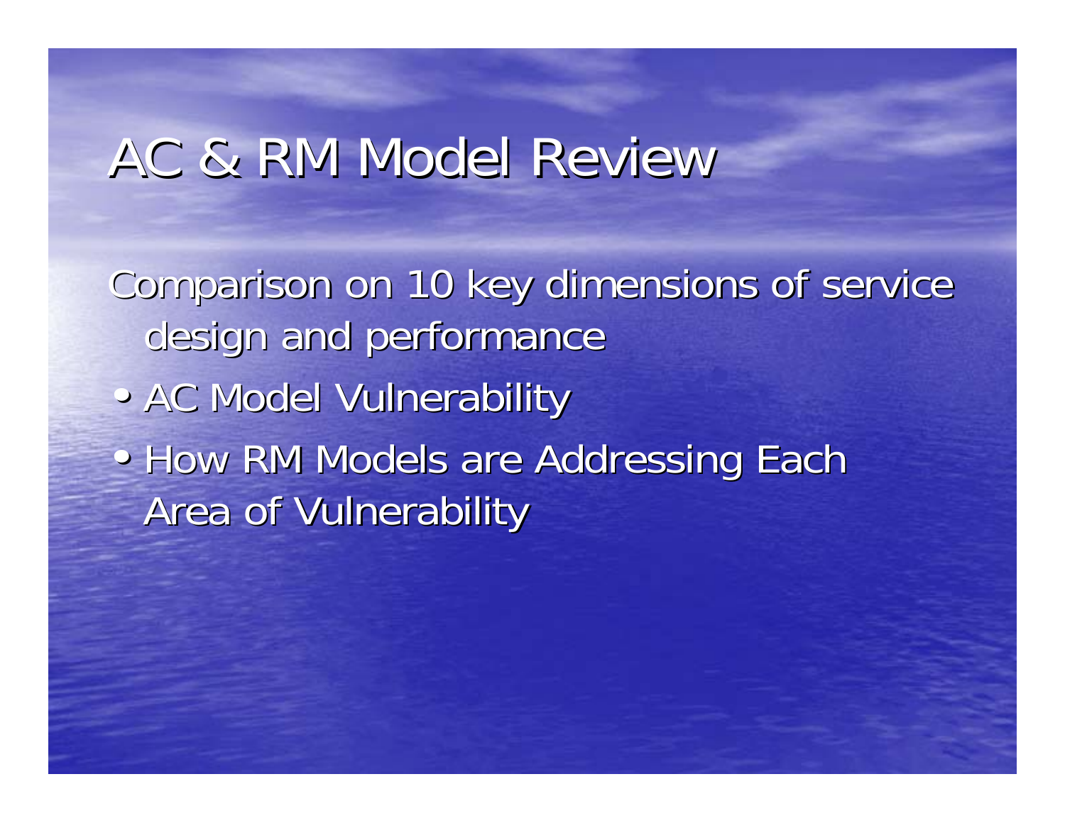# AC & RM Model Review

Comparison on 10 key dimensions of service design and performance

- AC Model Vulnerability
- How RM Models are Addressing Each Area of Vulnerability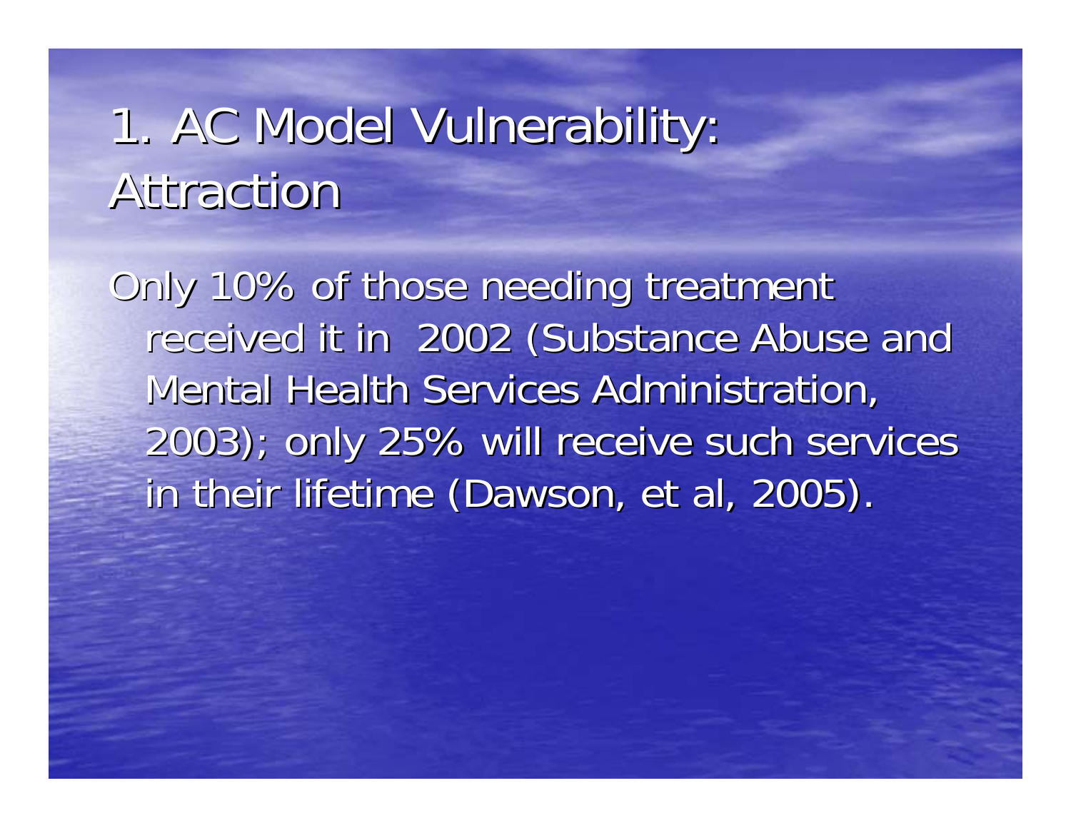# 1. AC Model Vulnerability: Attraction

Only 10% of those needing treatment received it in 2002 (Substance Abuse and Mental Health Services Administration, 2003); only 25% will receive such services in their lifetime (Dawson, et al, 2005).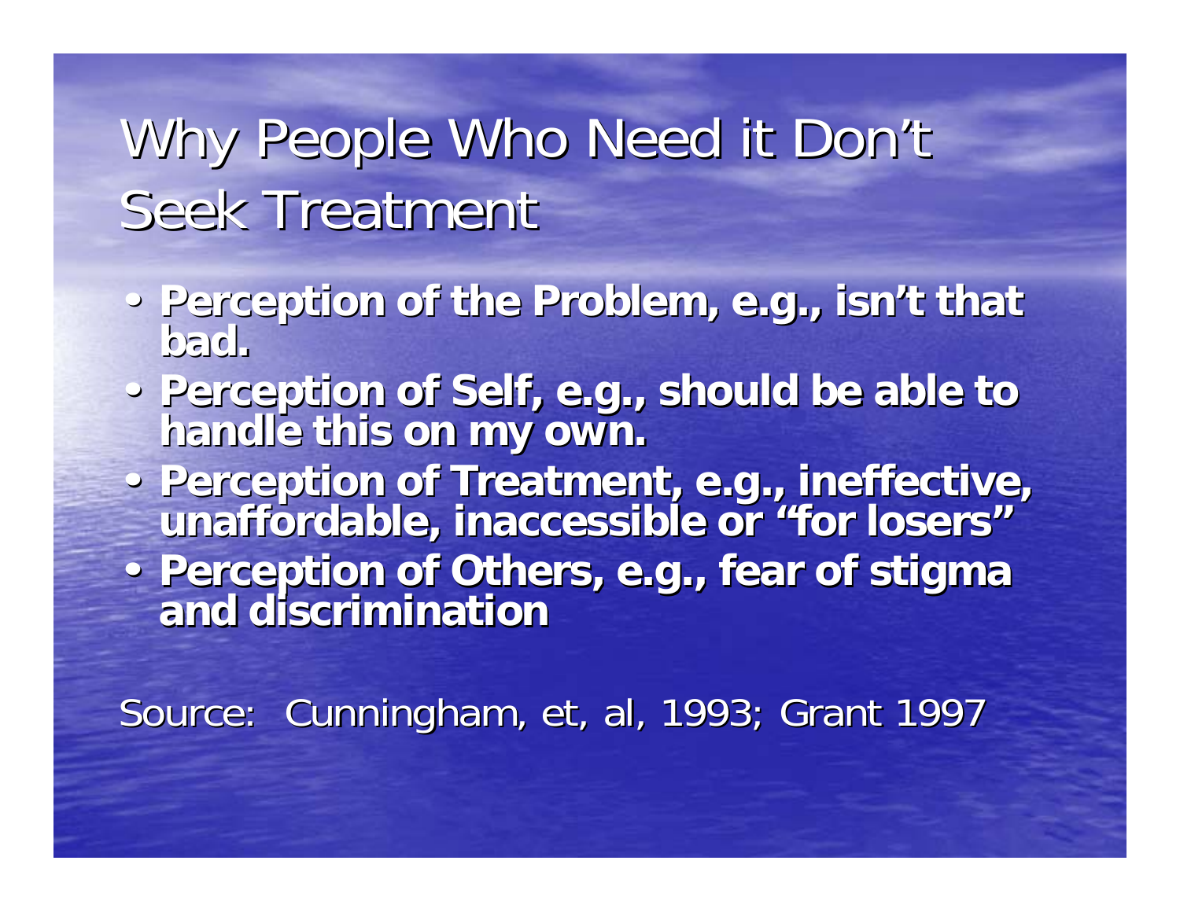# Why People Who Need it Don't Seek Treatment

- **Perception of the Problem, e.g., isn't that bad.**
- **Perception of Self, e.g., should be able to handle this on my own.**
- **Perception of Treatment, e.g., ineffective, unaffordable, inaccessible or "for losers"**
- **Perception of Others, e.g., fear of stigma and discrimination**

Source: Cunningham, et, al, 1993; Grant 1997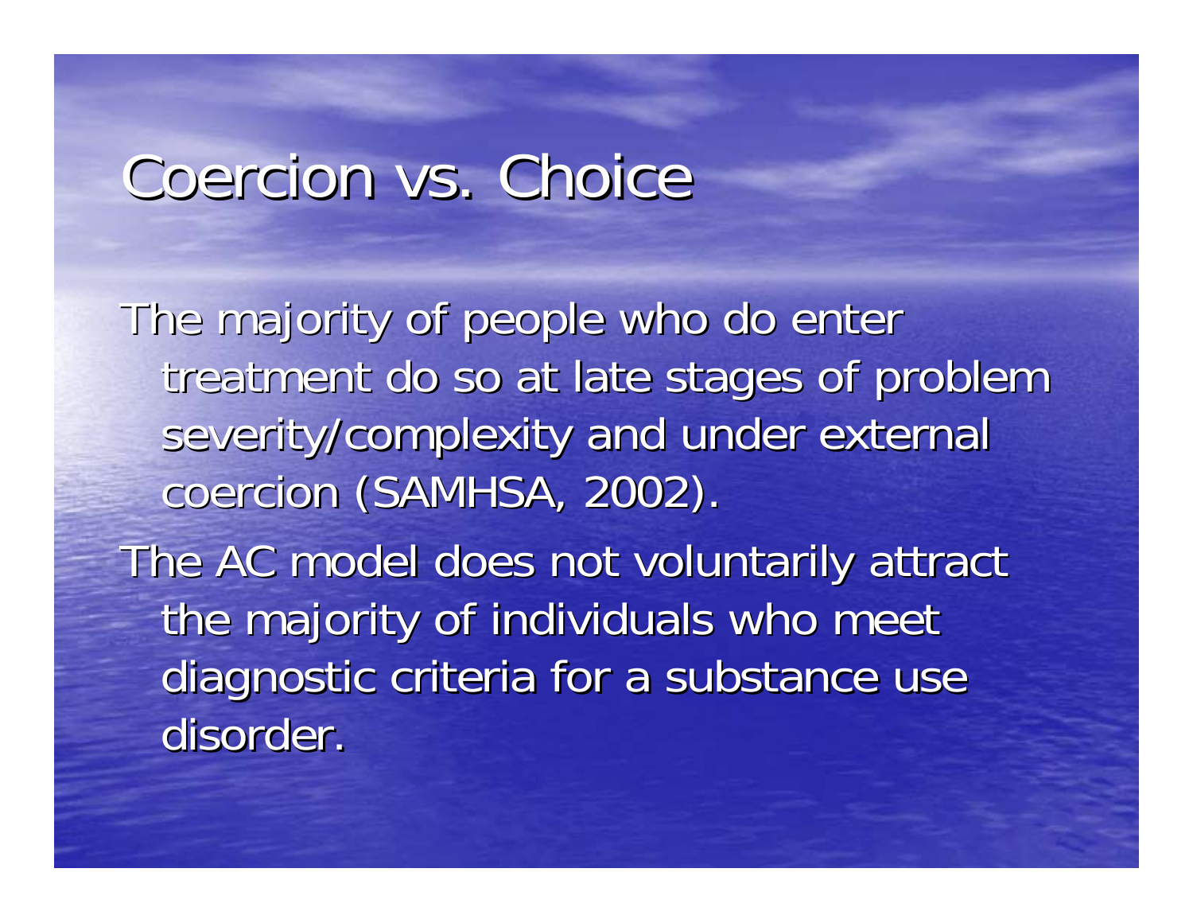# Coercion vs. Choice

The majority of people who do enter treatment do so at late stages of problem severity/complexity and under external coercion (SAMHSA, 2002).

The AC model does not voluntarily attract the majority of individuals who meet diagnostic criteria for a substance use disorder.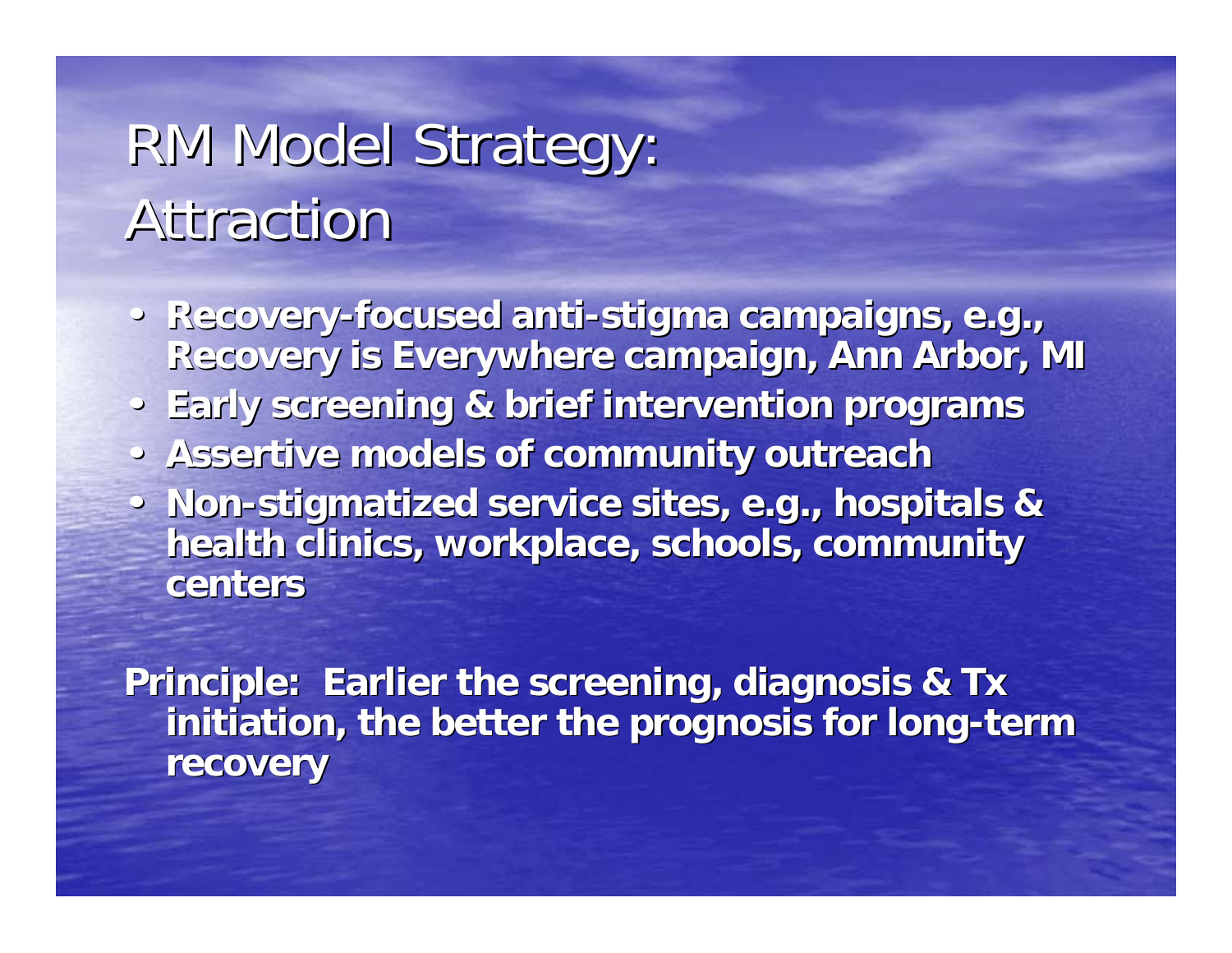# RM Model Strategy: Attraction

- **Recovery-focused anti-stigma campaigns, e.g., Recovery is Everywhere campaign, Ann Arbor, MI**
- **Early screening & brief intervention programs**
- **Assertive models of community outreach**
- **Non-stigmatized service sites, e.g., hospitals & health clinics, workplace, schools, community centers**

**Principle: Earlier the screening, diagnosis & Tx initiation, the better the prognosis for long-term recovery**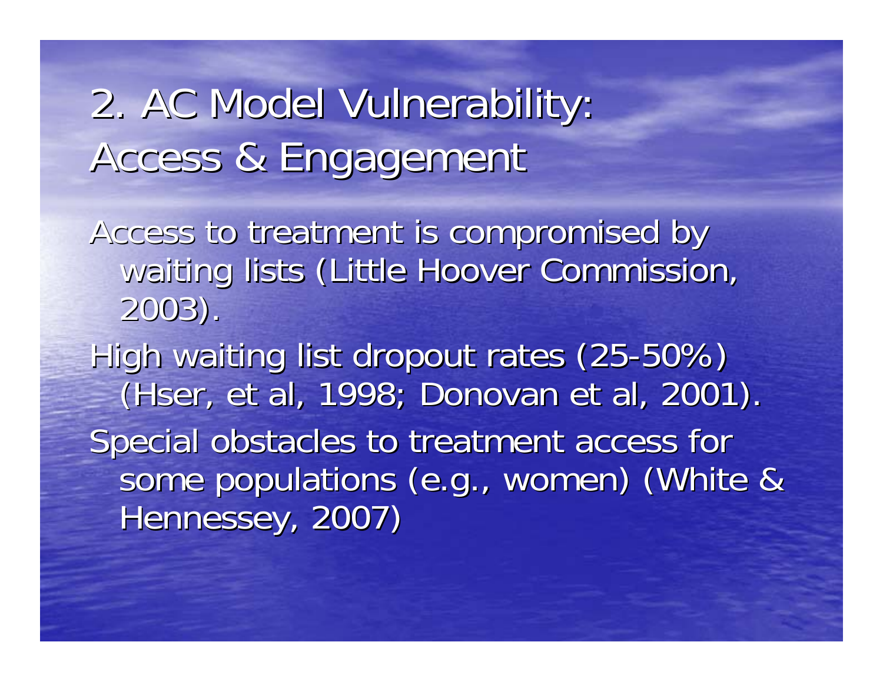# 2. AC Model Vulnerability: Access & Engagement

Access to treatment is compromised by waiting lists (Little Hoover Commission, 2003).

High waiting list dropout rates (25-50%) (Hser, et al, 1998; Donovan et al, 2001).

Special obstacles to treatment access for some populations (e.g., women) (White & Hennessey, 2007)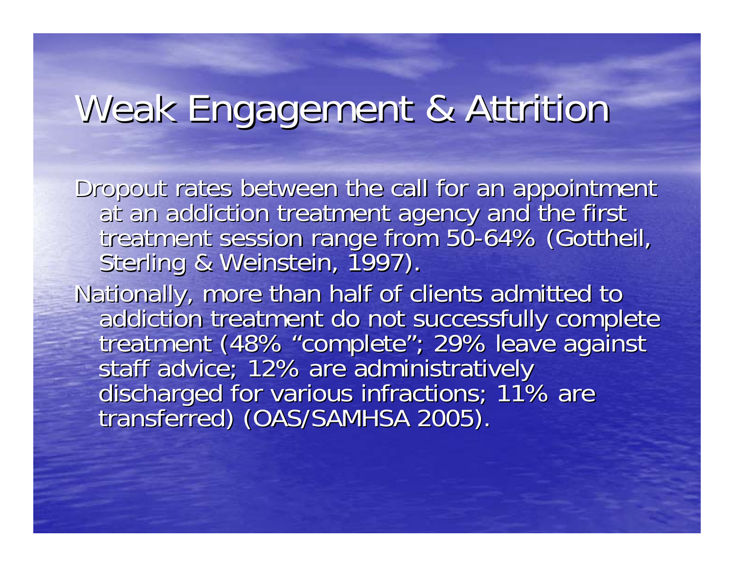# Weak Engagement & Attrition

Dropout rates between the call for an appointment at an addiction treatment agency and the first treatment session range from 50-64% (Gottheil, Sterling & Weinstein, 1997).

Nationally, more than half of clients admitted to addiction treatment do not successfully complete treatment (48% "complete"; 29% leave against staff advice; 12% are administratively discharged for various infractions; 11% are transferred) (OAS/SAMHSA 2005).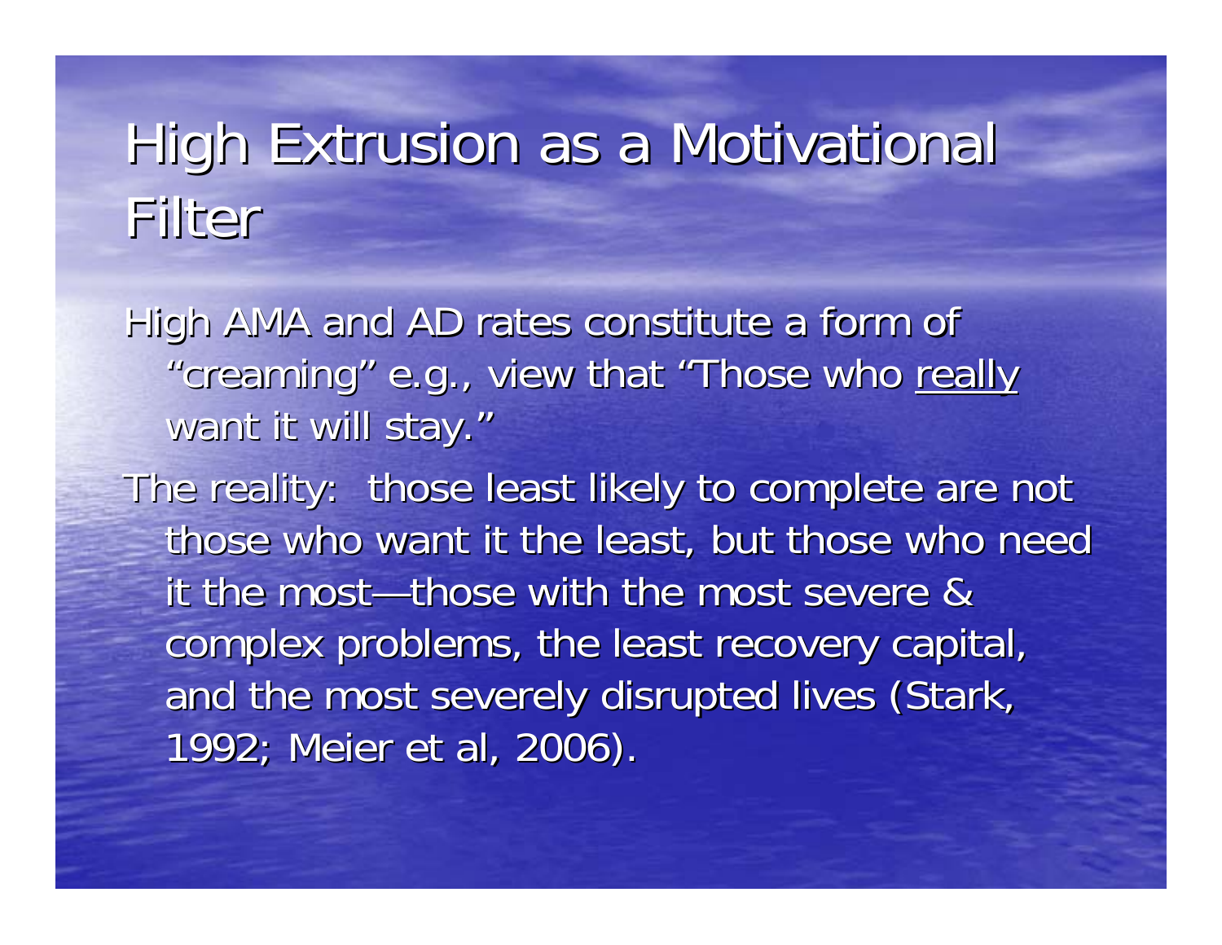# High Extrusion as a Motivational Filter

High AMA and AD rates constitute a form of "creaming" e.g., view that "Those who <u>really</u> want it will stay."

The reality: those least likely to complete are not those who want it the least, but those who need it the most—those with the most severe & complex problems, the least recovery capital, and the most severely disrupted lives (Stark, 1992; Meier et al, 2006).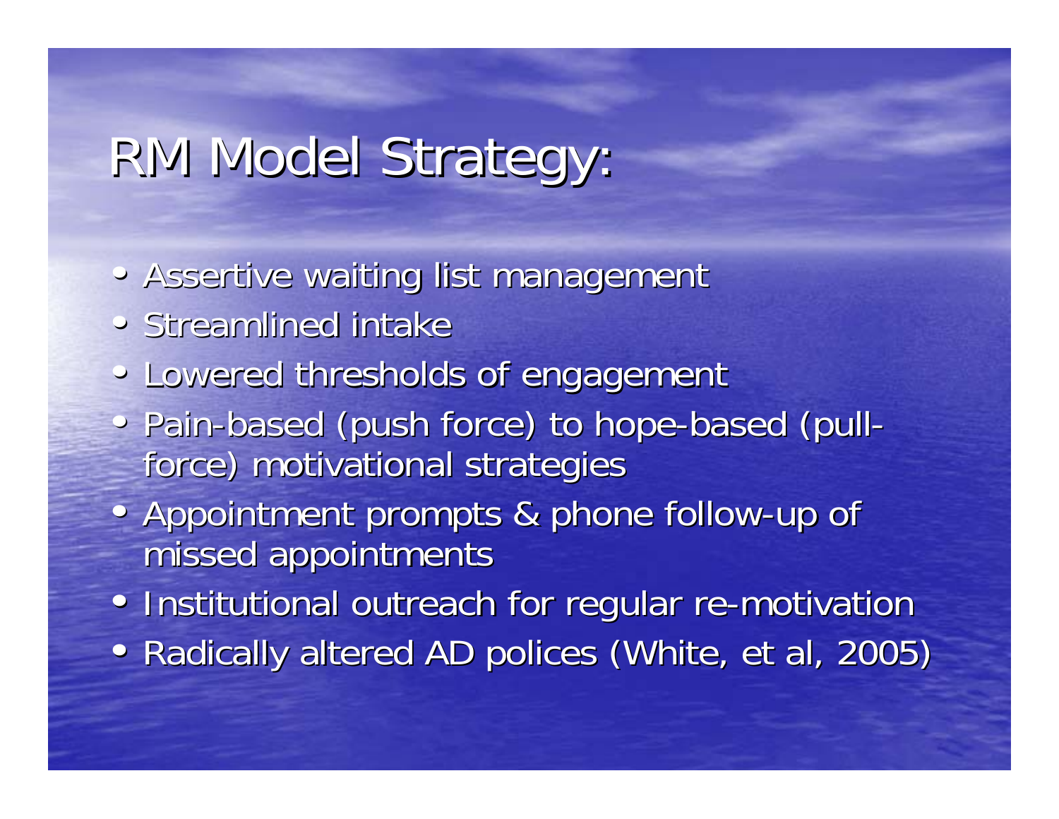# RM Model Strategy:

- Assertive waiting list management
- Streamlined intake
- Lowered thresholds of engagement
- Pain-based (push force) to hope-based (pull-force) motivational strategies
- Appointment prompts & phone follow-up of missed appointments
- Institutional outreach for regular re-motivation
- Radically altered AD polices (White, et al, 2005)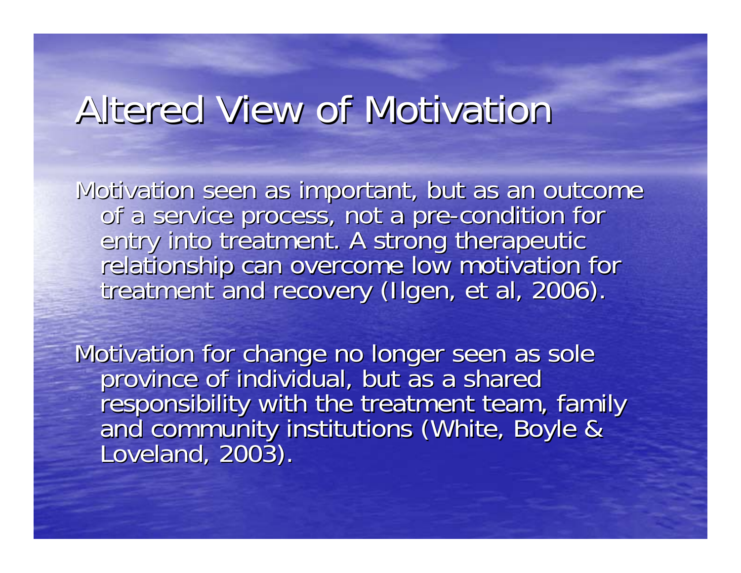# Altered View of Motivation

Motivation seen as important, but as an outcome of a service process, not a pre-condition for entry into treatment. A strong therapeutic relationship can overcome low motivation for treatment and recovery (Ilgen, et al, 2006).

Motivation for change no longer seen as sole province of individual, but as a shared responsibility with the treatment team, family and community institutions (White, Boyle & Loveland, 2003).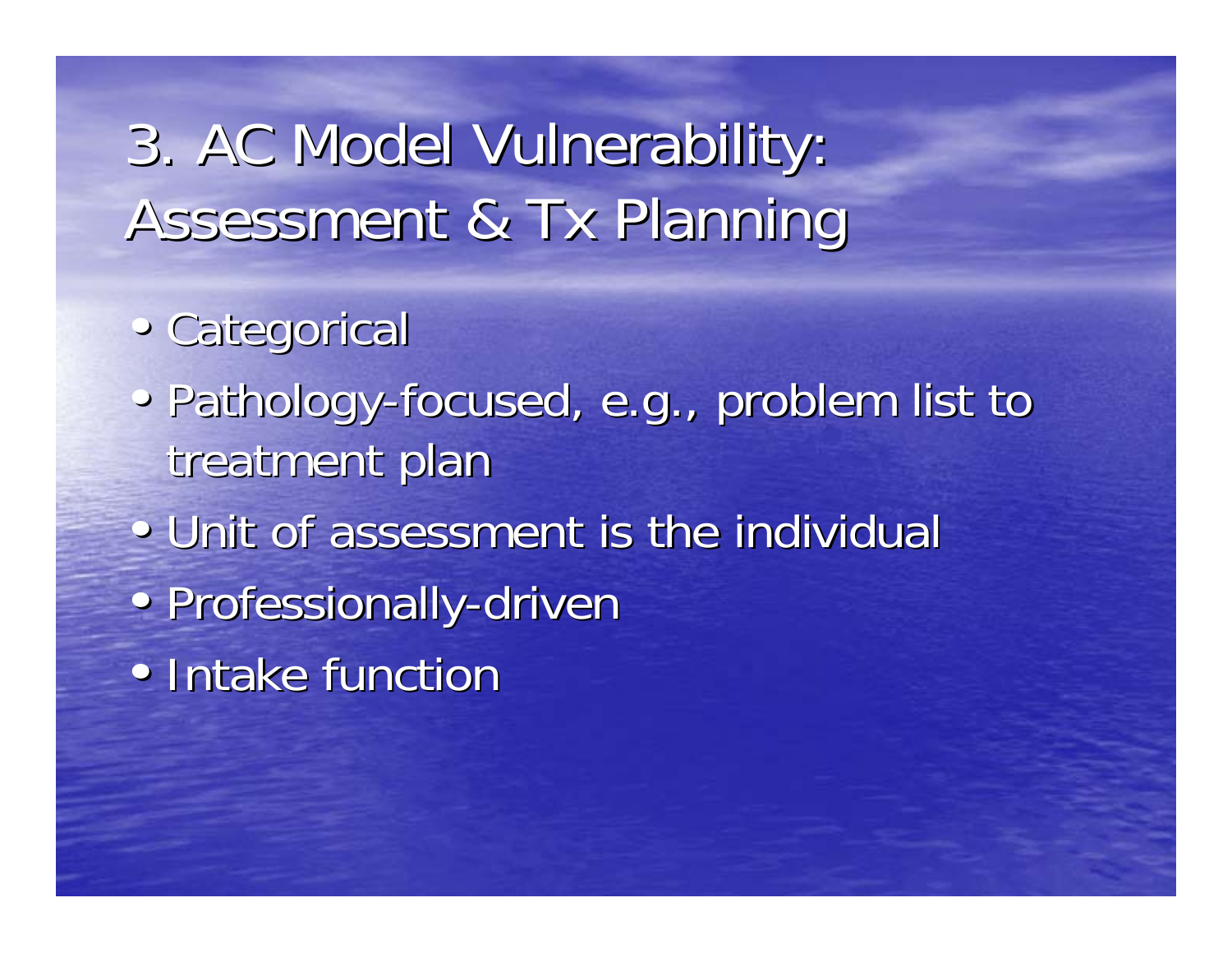# 3. AC Model Vulnerability: Assessment & Tx Planning

- Categorical
- Pathology-focused, e.g., problem list to treatment plan
- Unit of assessment is the individual
- Professionally-driven
- Intake function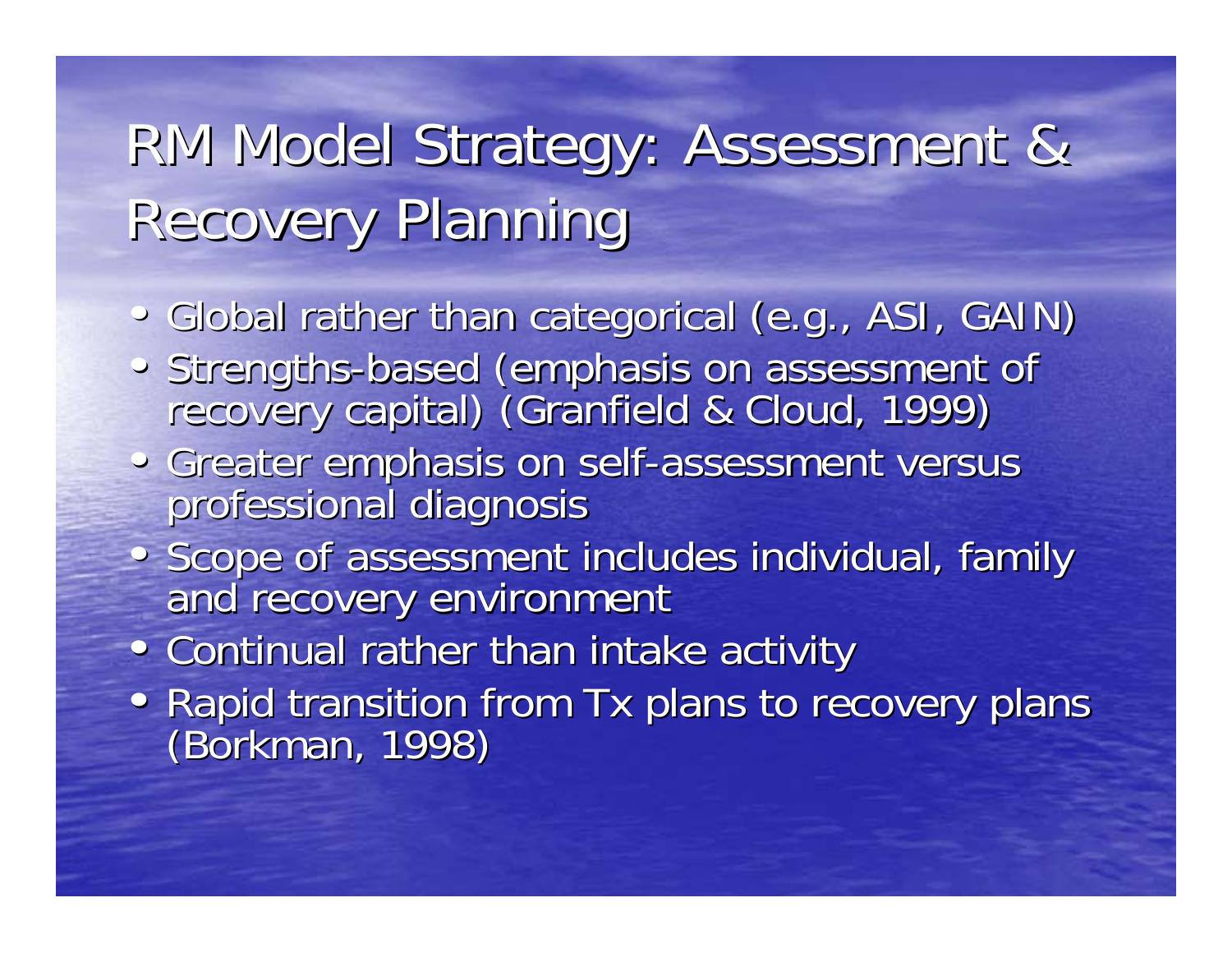# RM Model Strategy: Assessment & Recovery Planning

- Global rather than categorical (e.g., ASI, GAIN)
- Strengths-based (emphasis on assessment of recovery capital) (Granfield & Cloud, 1999)
- Greater emphasis on self-assessment versus professional diagnosis
- Scope of assessment includes individual, family and recovery environment
- Continual rather than intake activity
- Rapid transition from Tx plans to recovery plans (Borkman, 1998)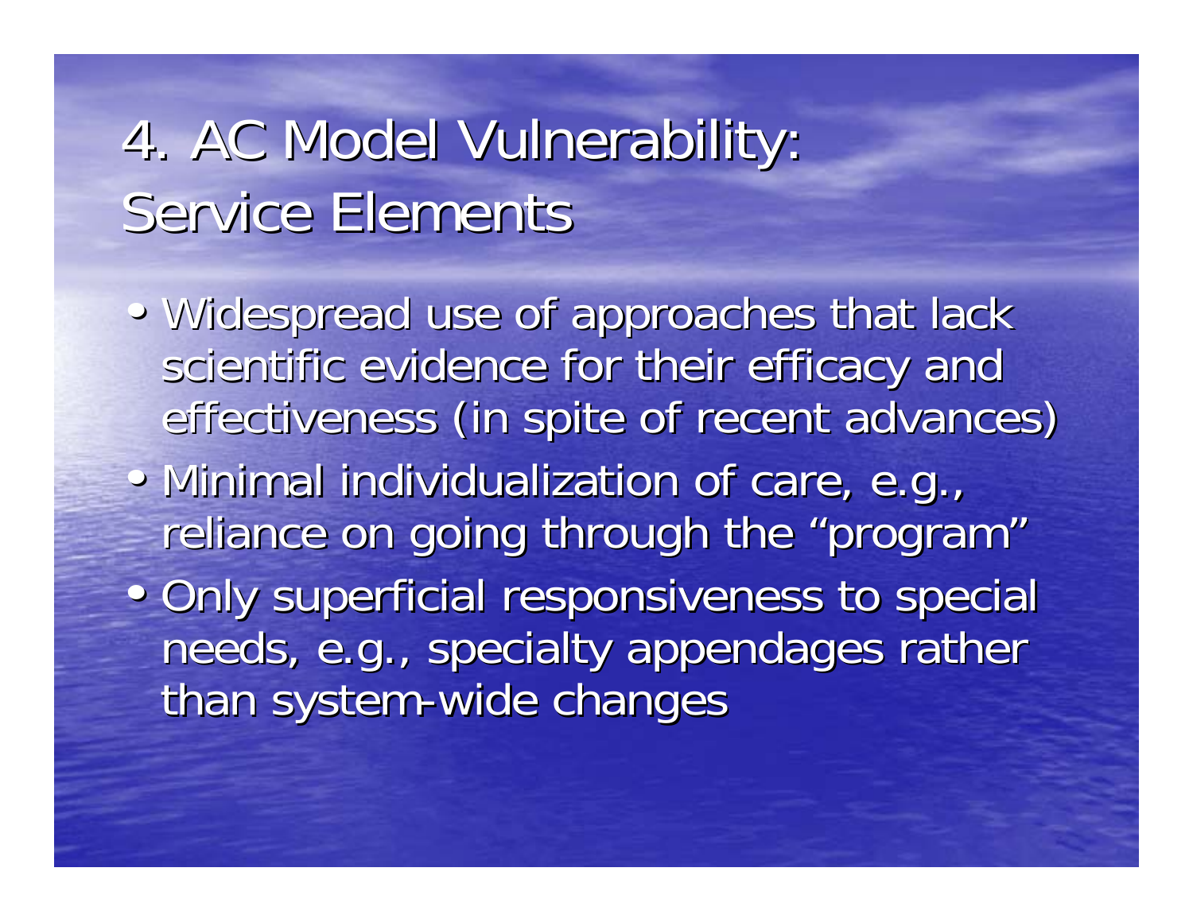# 4. AC Model Vulnerability: Service Elements

- Widespread use of approaches that lack scientific evidence for their efficacy and effectiveness (in spite of recent advances)
- Minimal individualization of care, e.g., reliance on going through the "program"
- Only superficial responsiveness to special needs, e.g., specialty appendages rather than system-wide changes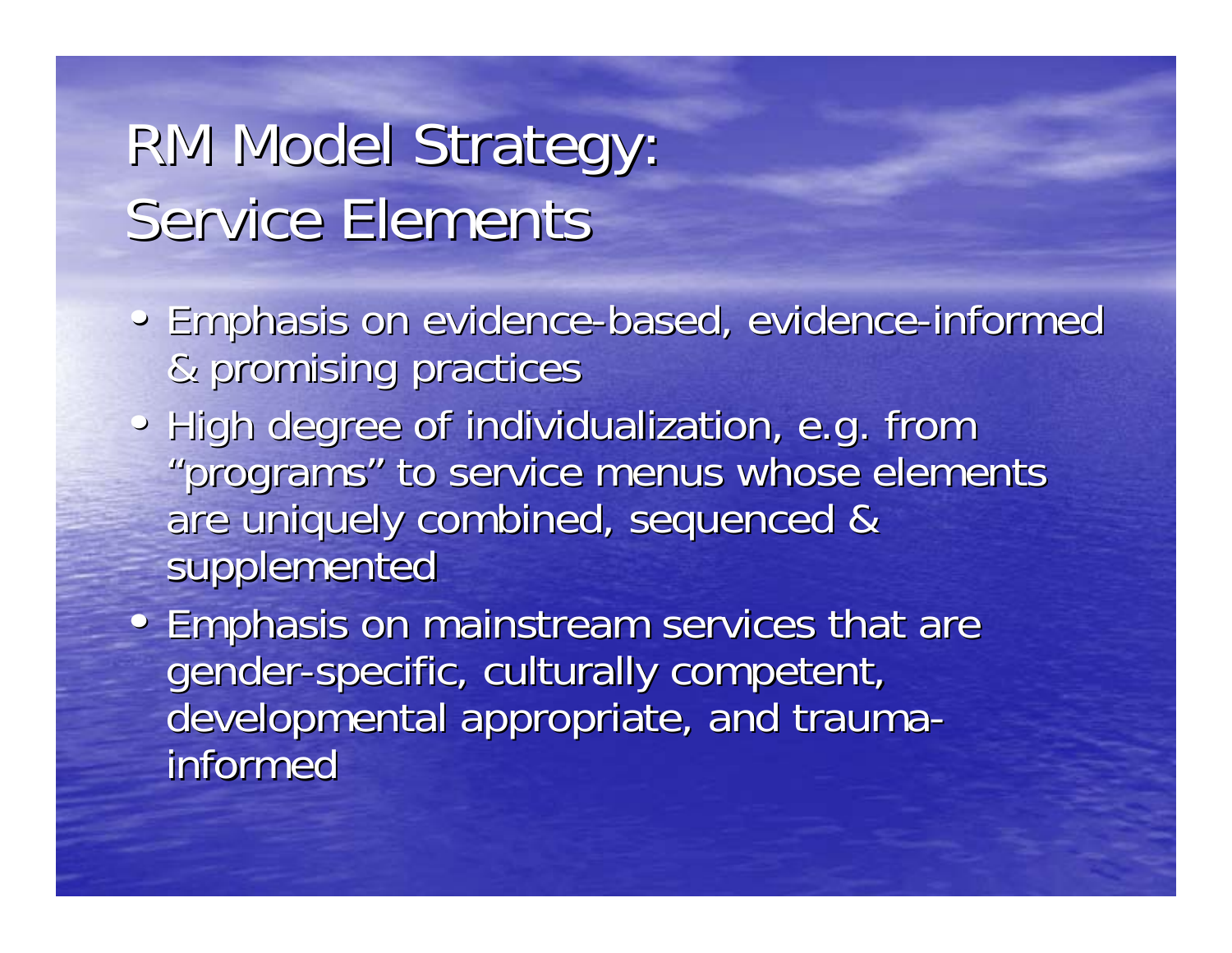# RM Model Strategy: Service Elements

- Emphasis on evidence-based, evidence-informed & promising practices
- High degree of individualization, e.g. from "programs" to service menus whose elements are uniquely combined, sequenced & supplemented
- Emphasis on mainstream services that are gender-specific, culturally competent, developmental appropriate, and trauma-informed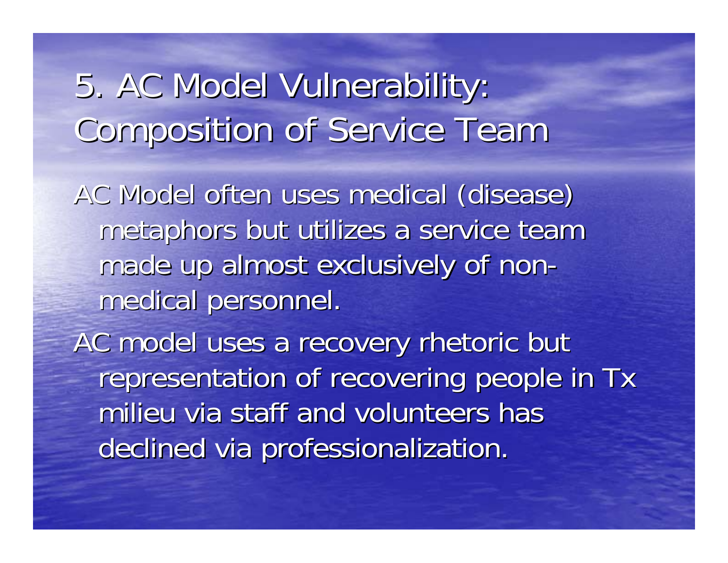# 5. AC Model Vulnerability: Composition of Service Team

AC Model often uses medical (disease) metaphors but utilizes a service team made up almost exclusively of non-medical personnel.

AC model uses a recovery rhetoric but representation of recovering people in Tx milieu via staff and volunteers has declined via professionalization.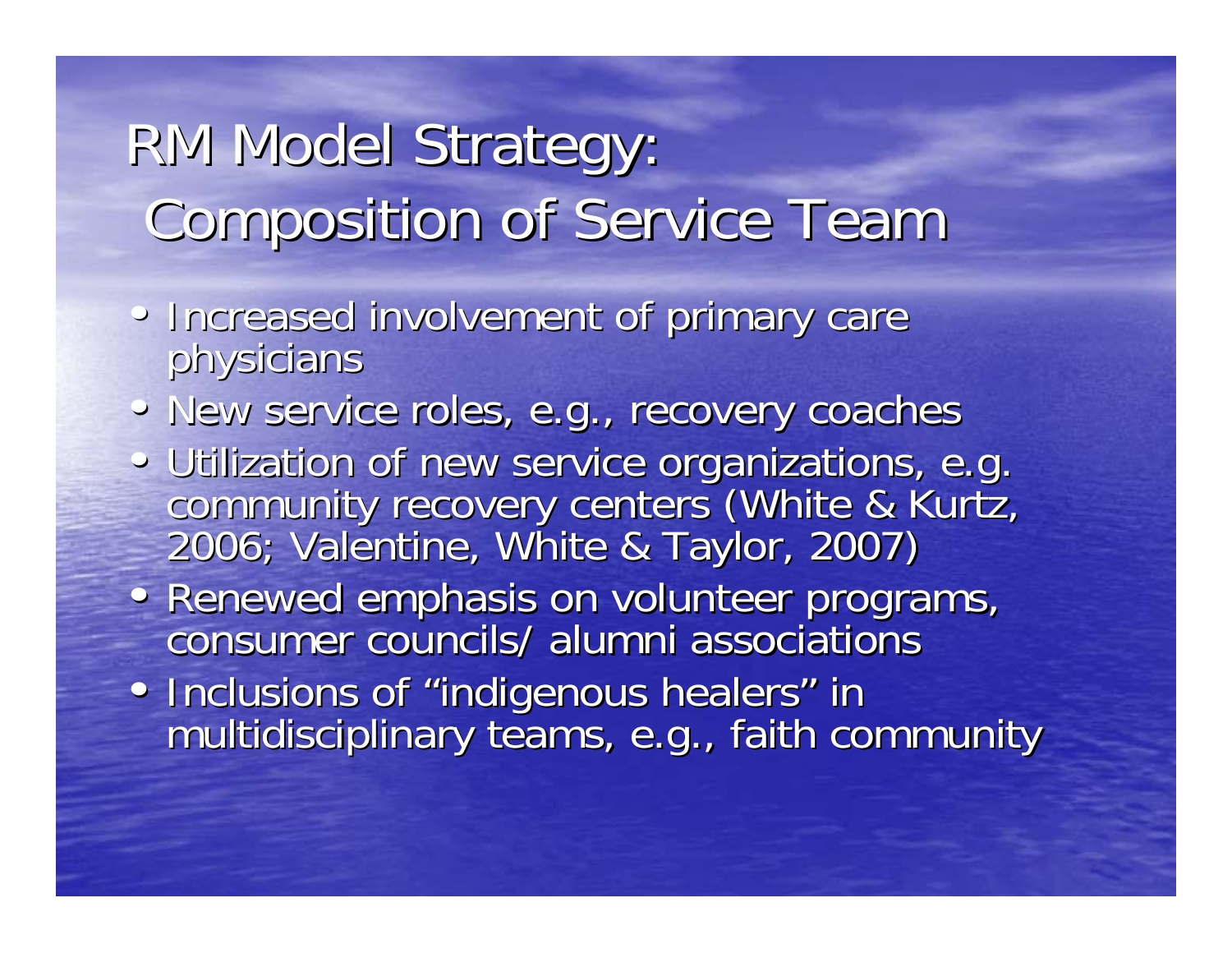# RM Model Strategy: Composition of Service Team

- Increased involvement of primary care physicians
- New service roles, e.g., recovery coaches
- Utilization of new service organizations, e.g. community recovery centers (White & Kurtz, 2006; Valentine, White & Taylor, 2007)
- Renewed emphasis on volunteer programs, consumer councils/ alumni associations
- Inclusions of "indigenous healers" in multidisciplinary teams, e.g., faith community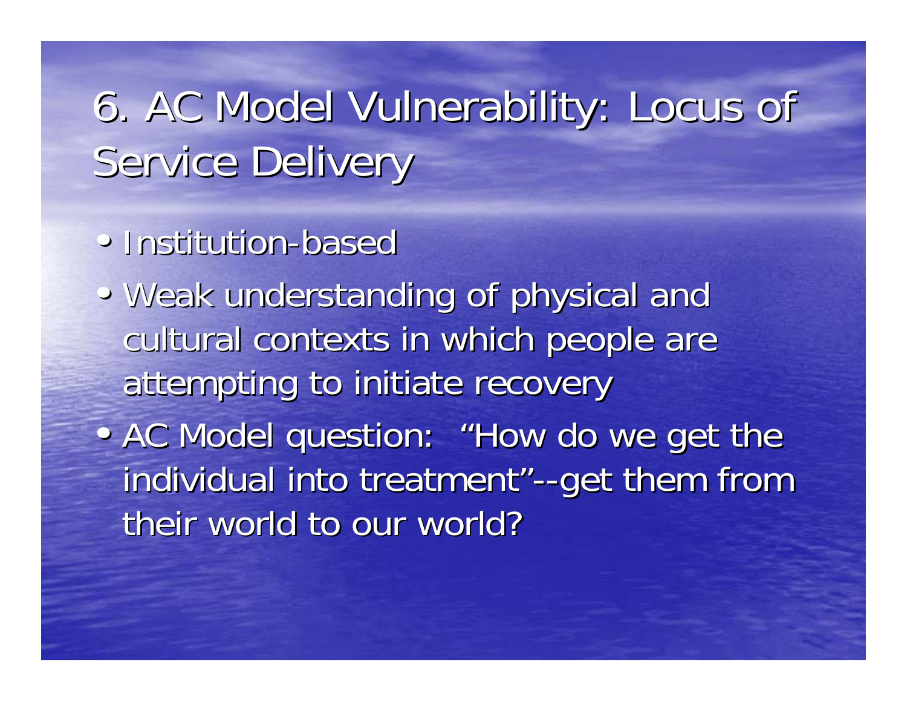# 6. AC Model Vulnerability: Locus of Service Delivery

- Institution-based
- Weak understanding of physical and cultural contexts in which people are attempting to initiate recovery
- AC Model question: "How do we get the individual into treatment"--get them from their world to our world?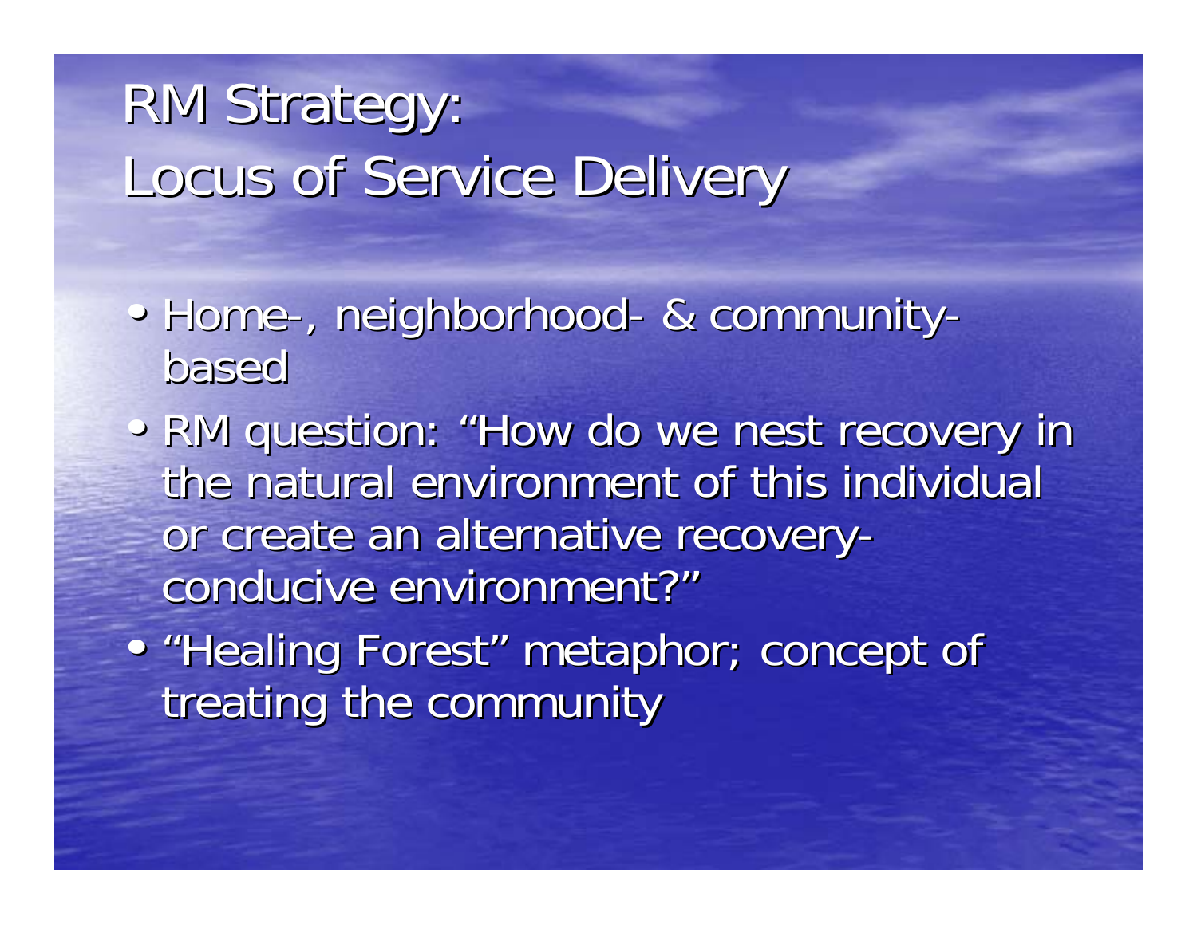# RM Strategy: Locus of Service Delivery

- Home-, neighborhood- & community-based
- RM question: "How do we nest recovery in the natural environment of this individual or create an alternative recovery-conducive environment?"
- "Healing Forest" metaphor; concept of treating the community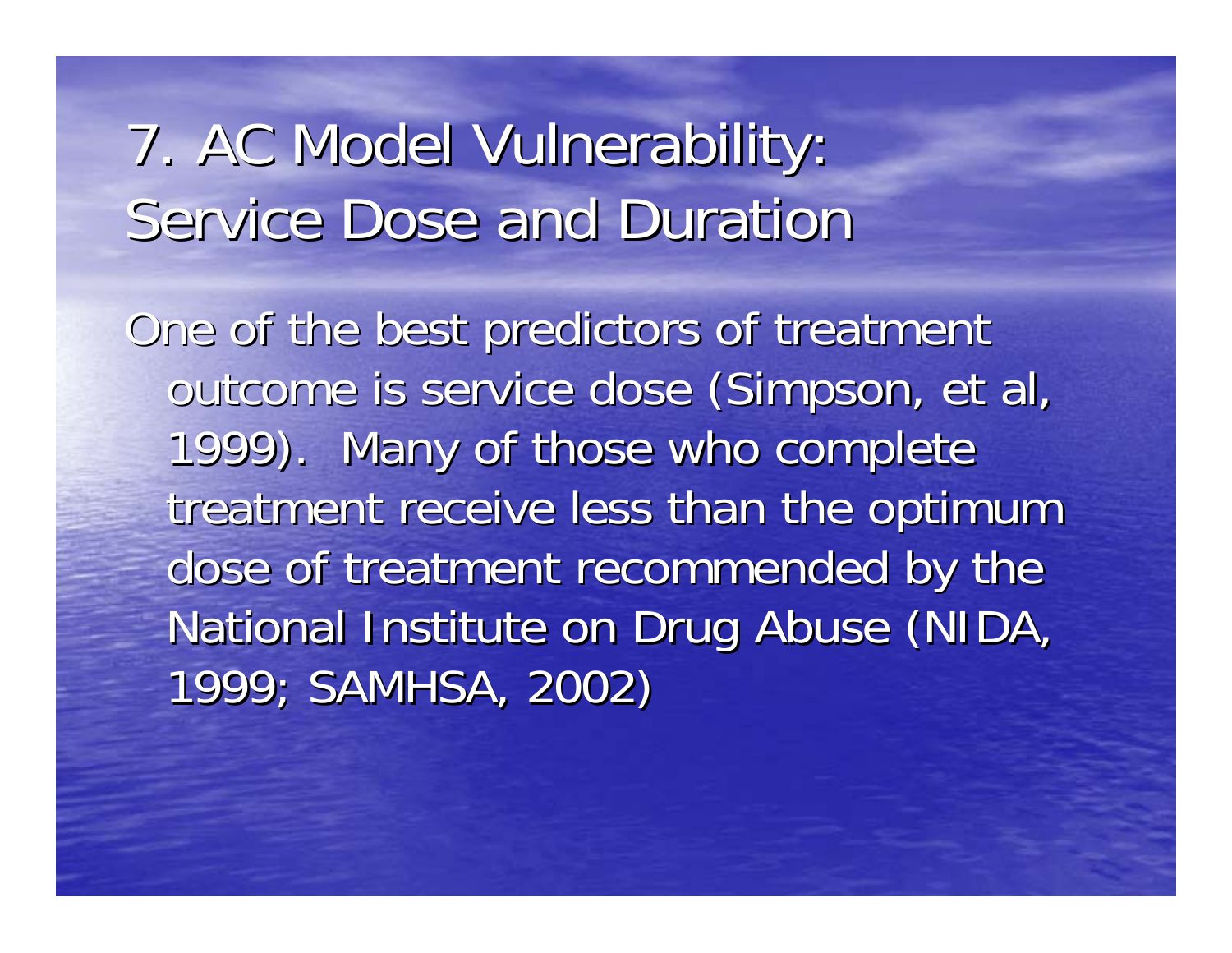# 7. AC Model Vulnerability: Service Dose and Duration

One of the best predictors of treatment outcome is service dose (Simpson, et al, 1999). Many of those who complete treatment receive less than the optimum dose of treatment recommended by the National Institute on Drug Abuse (NIDA, 1999; SAMHSA, 2002)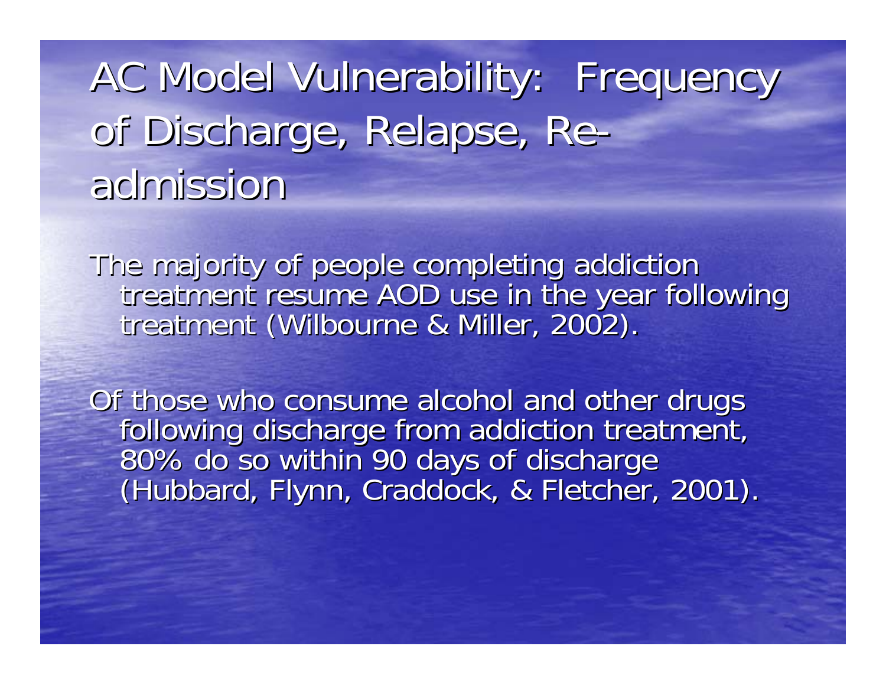# AC Model Vulnerability: Frequency of Discharge, Relapse, Re-admission

The majority of people completing addiction treatment resume AOD use in the year following treatment (Wilbourne & Miller, 2002).

Of those who consume alcohol and other drugs following discharge from addiction treatment, 80% do so within 90 days of discharge (Hubbard, Flynn, Craddock, & Fletcher, 2001).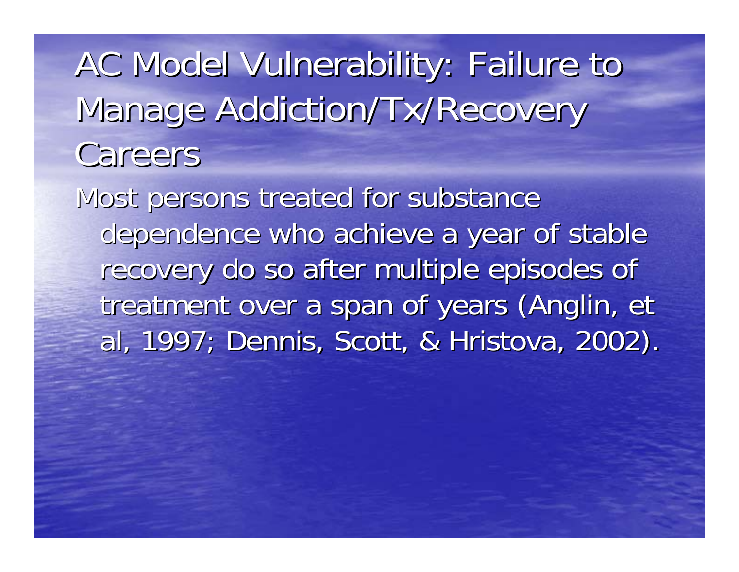# AC Model Vulnerability: Failure to Manage Addiction/Tx/Recovery Careers

Most persons treated for substance dependence who achieve a year of stable recovery do so after multiple episodes of treatment over a span of years (Anglin, et al, 1997; Dennis, Scott, & Hristova, 2002).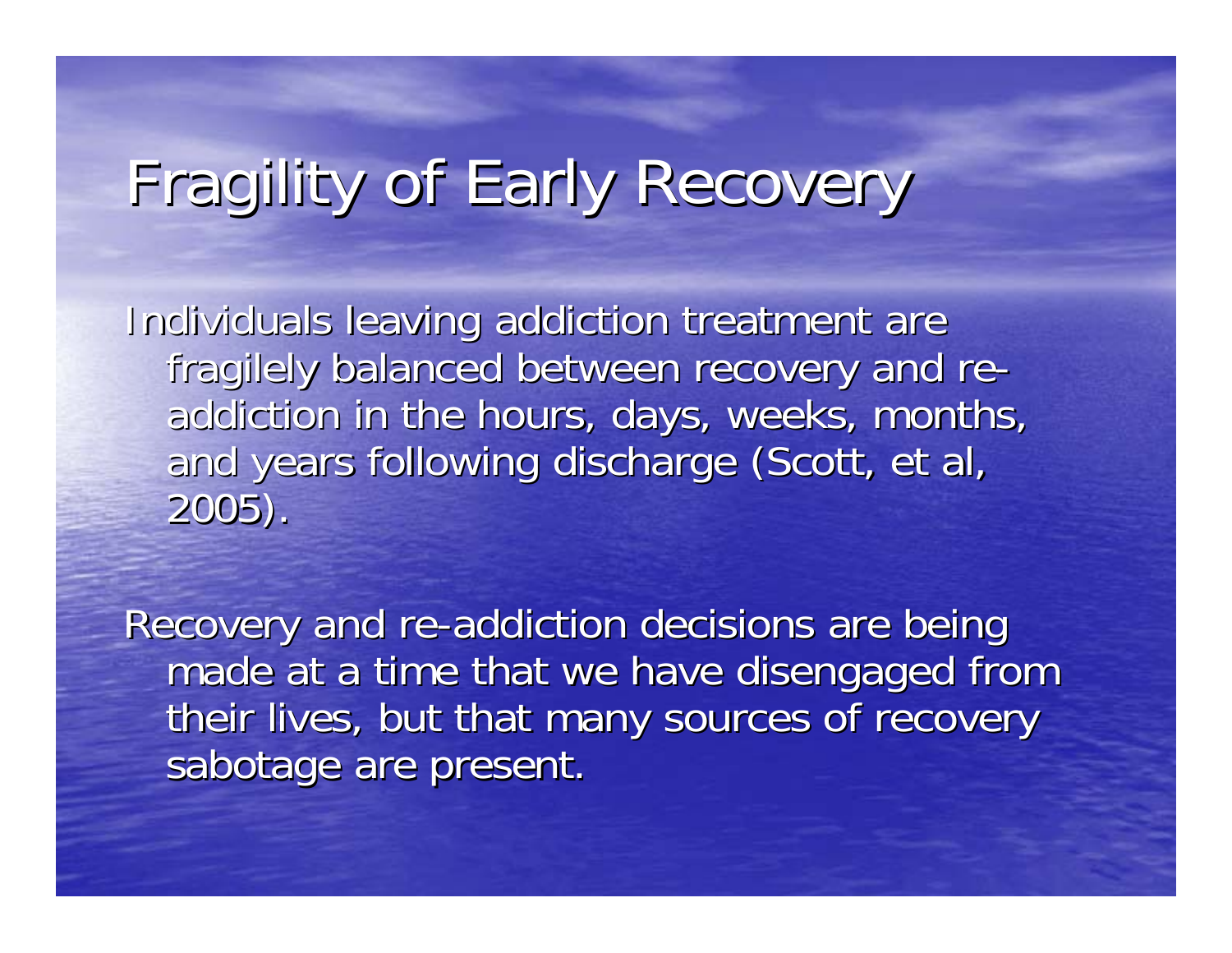# Fragility of Early Recovery

Individuals leaving addiction treatment are fragilely balanced between recovery and re-addiction in the hours, days, weeks, months, and years following discharge (Scott, et al, 2005).

Recovery and re-addiction decisions are being made at a time that we have disengaged from their lives, but that many sources of recovery sabotage are present.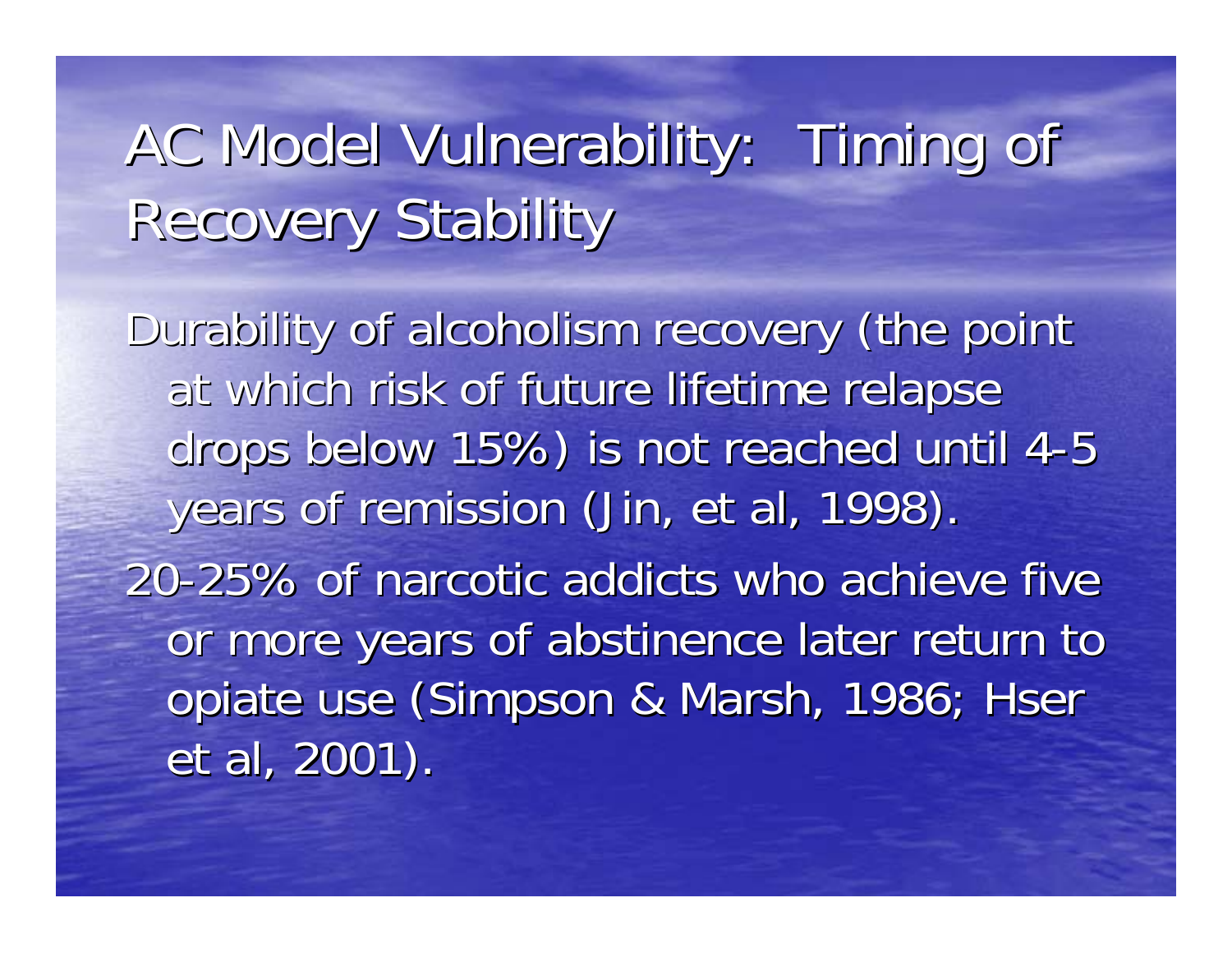# AC Model Vulnerability: Timing of Recovery Stability

Durability of alcoholism recovery (the point at which risk of future lifetime relapse drops below 15%) is not reached until 4-5 years of remission (Jin, et al, 1998).

20-25% of narcotic addicts who achieve five or more years of abstinence later return to opiate use (Simpson & Marsh, 1986; Hser et al, 2001).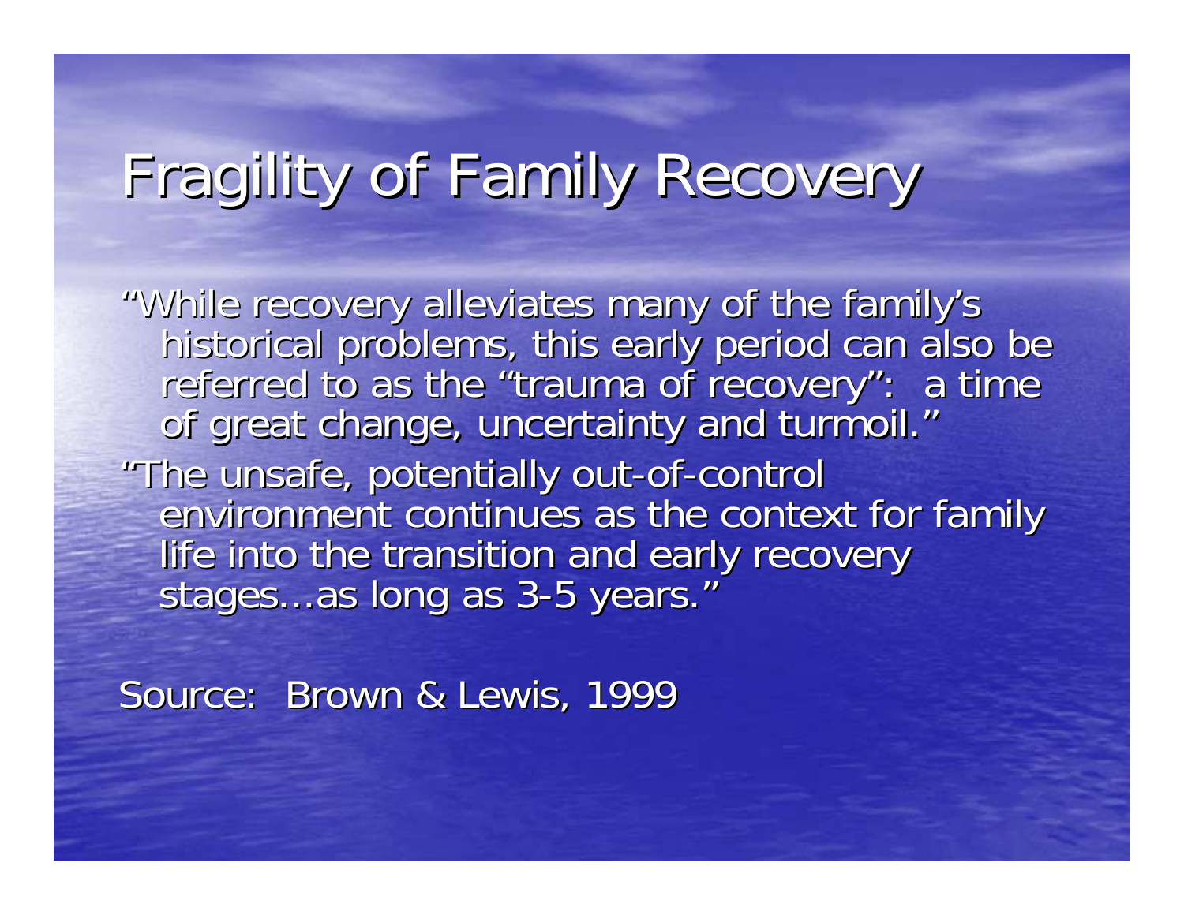# Fragility of Family Recovery

"While recovery alleviates many of the family's historical problems, this early period can also be referred to as the "trauma of recovery": a time of great change, uncertainty and turmoil."

"The unsafe, potentially out-of-control environment continues as the context for family life into the transition and early recovery stages…as long as 3-5 years."

Source: Brown & Lewis, 1999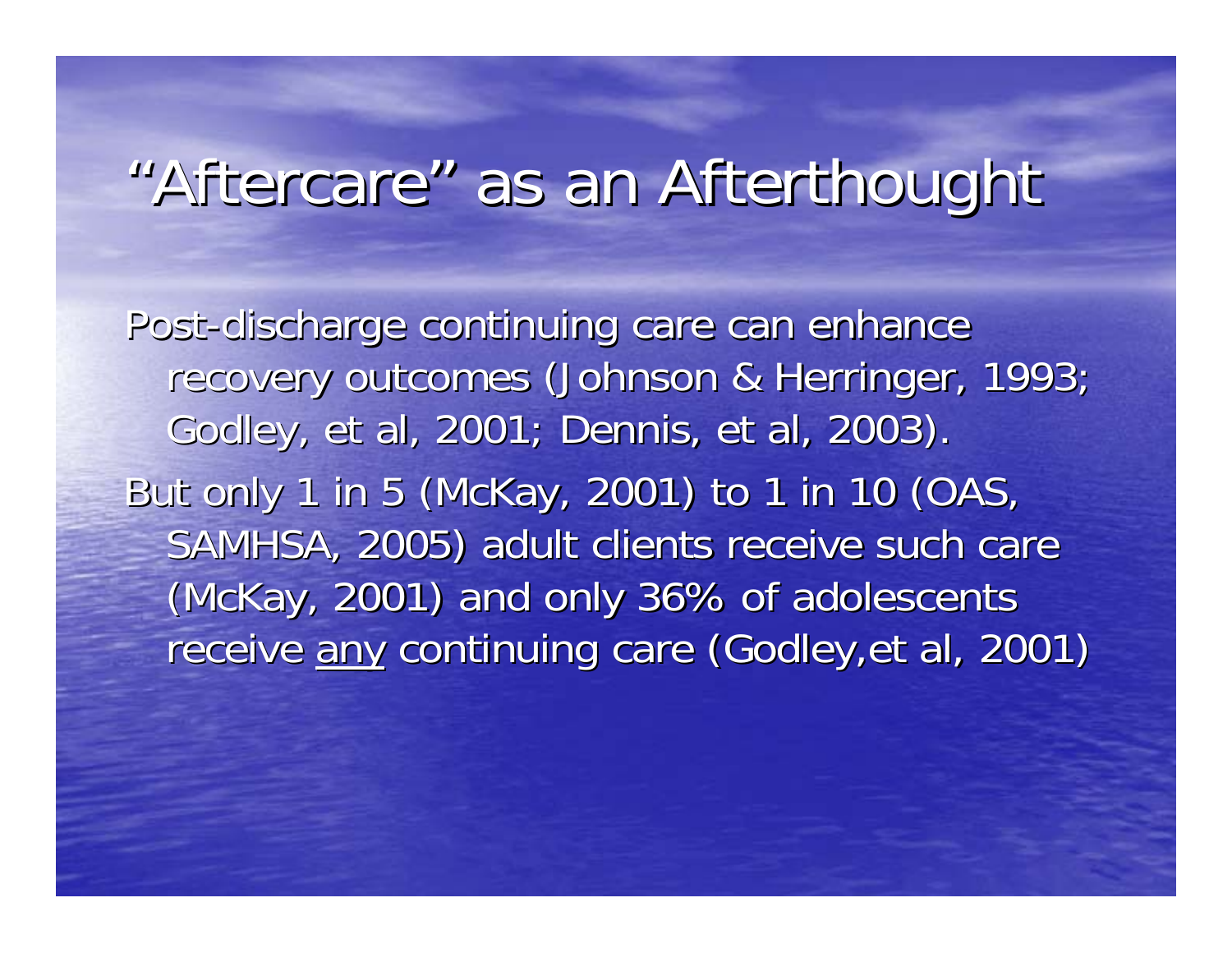# "Aftercare" as an Afterthought

Post-discharge continuing care can enhance recovery outcomes (Johnson & Herringer, 1993; Godley, et al, 2001; Dennis, et al, 2003).

But only 1 in 5 (McKay, 2001) to 1 in 10 (OAS, SAMHSA, 2005) adult clients receive such care (McKay, 2001) and only 36% of adolescents receive <u>any</u> continuing care (Godley,et al, 2001)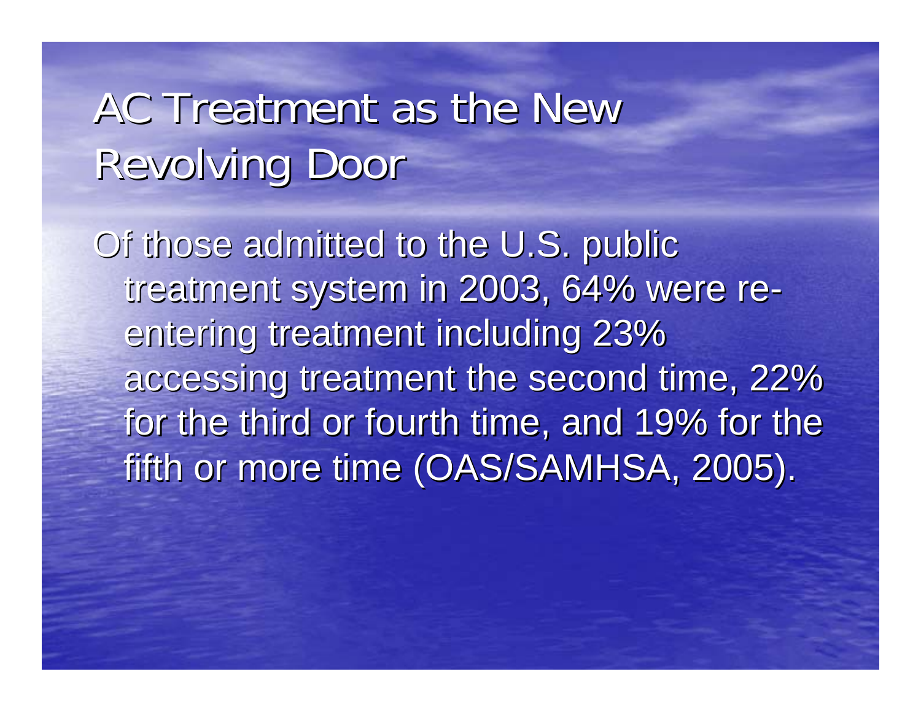# AC Treatment as the New Revolving Door

Of those admitted to the U.S. public treatment system in 2003, 64% were re-entering treatment including 23% accessing treatment the second time, 22% for the third or fourth time, and 19% for the fifth or more time (OAS/SAMHSA, 2005).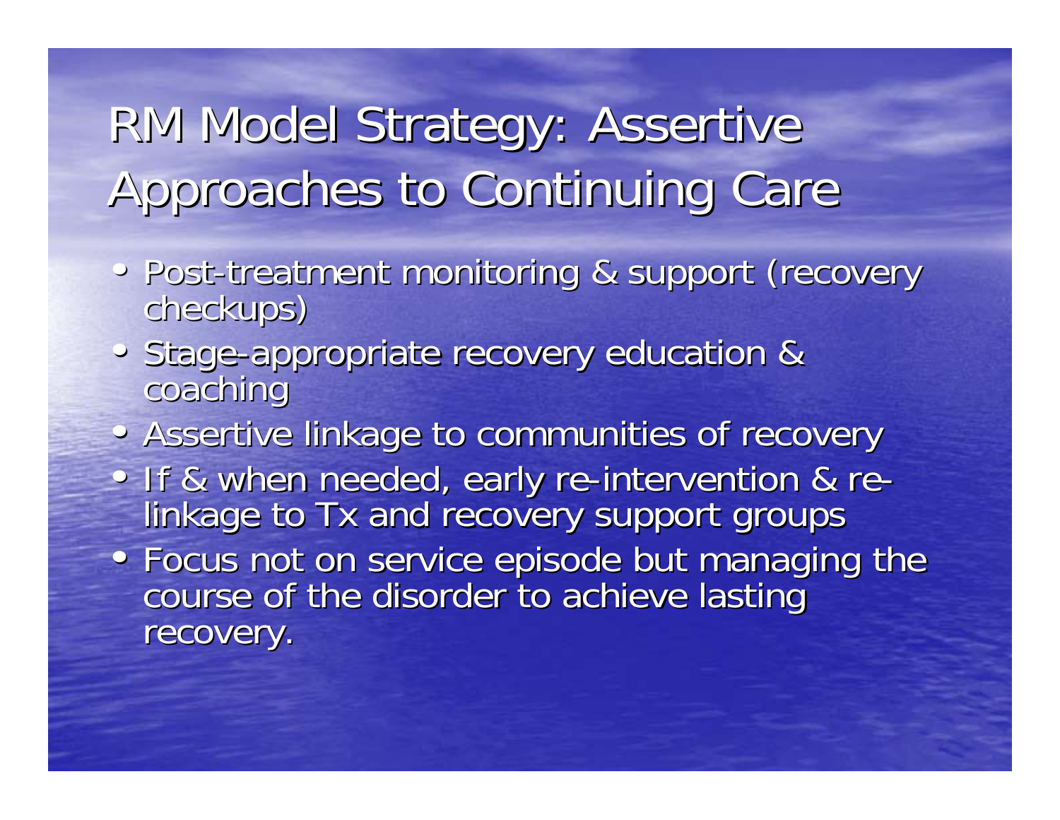# RM Model Strategy: Assertive Approaches to Continuing Care

- Post-treatment monitoring & support (recovery checkups)
- Stage-appropriate recovery education & coaching
- Assertive linkage to communities of recovery
- If & when needed, early re-intervention & re-linkage to Tx and recovery support groups
- Focus not on service episode but managing the course of the disorder to achieve lasting recovery.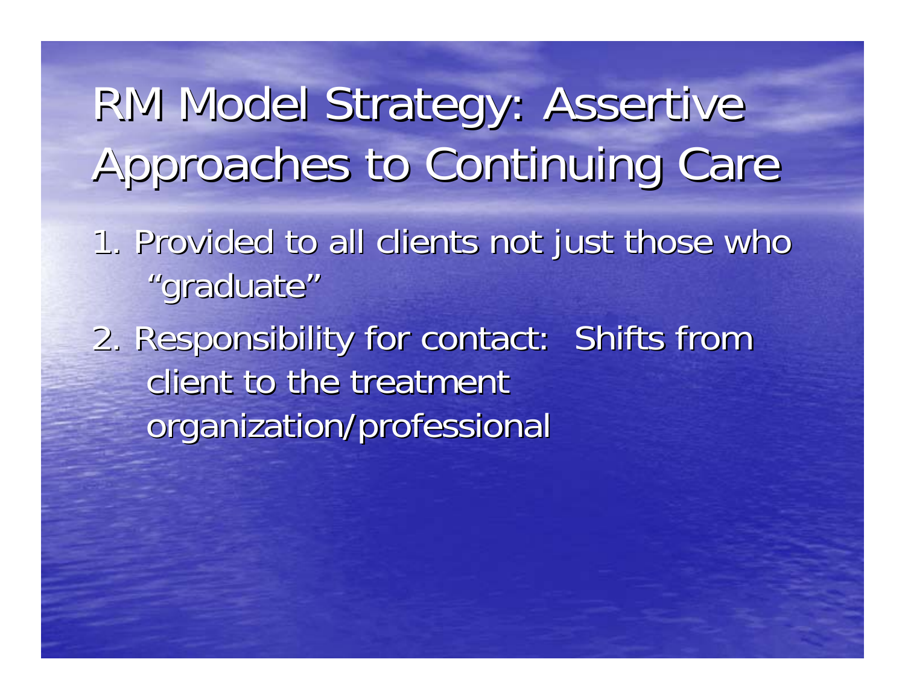# RM Model Strategy: Assertive Approaches to Continuing Care

1. Provided to all clients not just those who "graduate"

2. Responsibility for contact: Shifts from client to the treatment organization/professional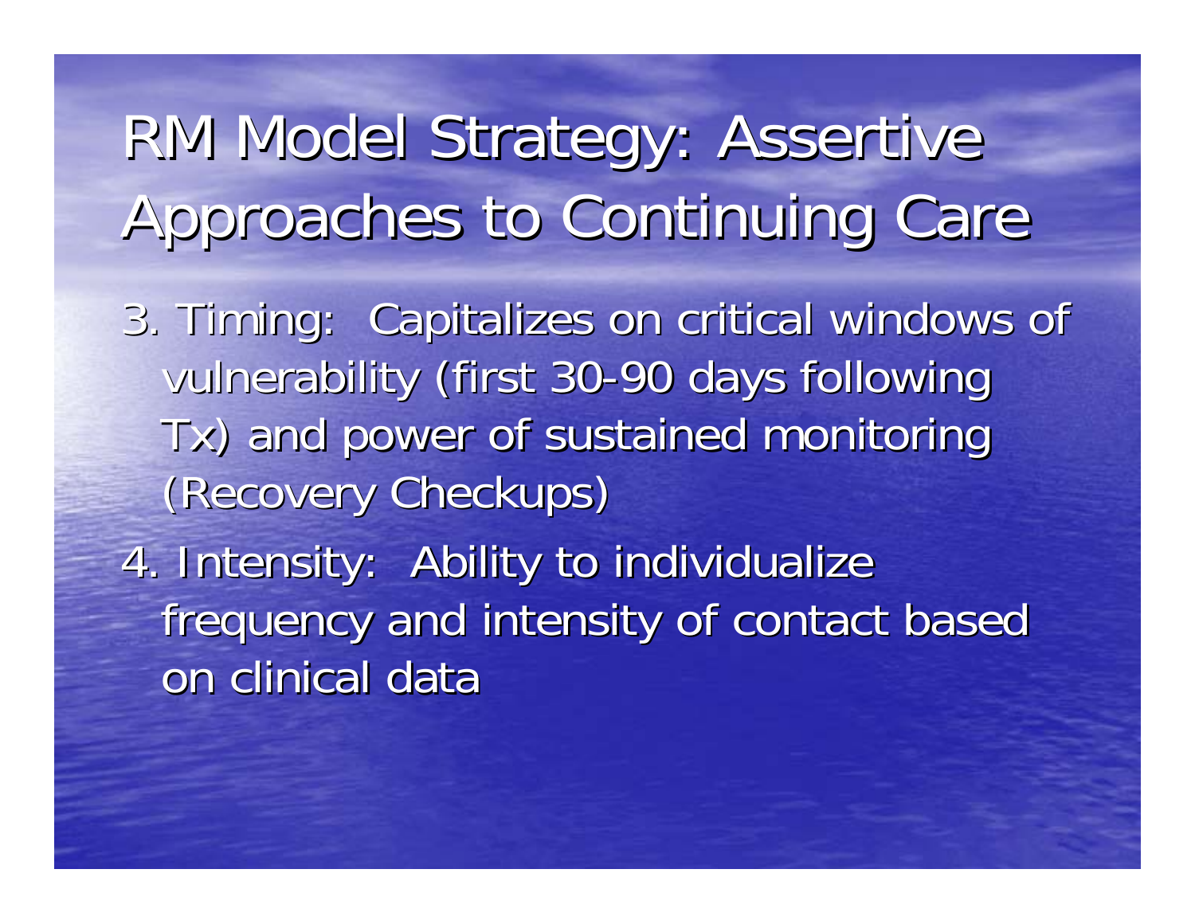# RM Model Strategy: Assertive Approaches to Continuing Care

3. Timing: Capitalizes on critical windows of vulnerability (first 30-90 days following Tx) and power of sustained monitoring (Recovery Checkups)

4. Intensity: Ability to individualize frequency and intensity of contact based on clinical data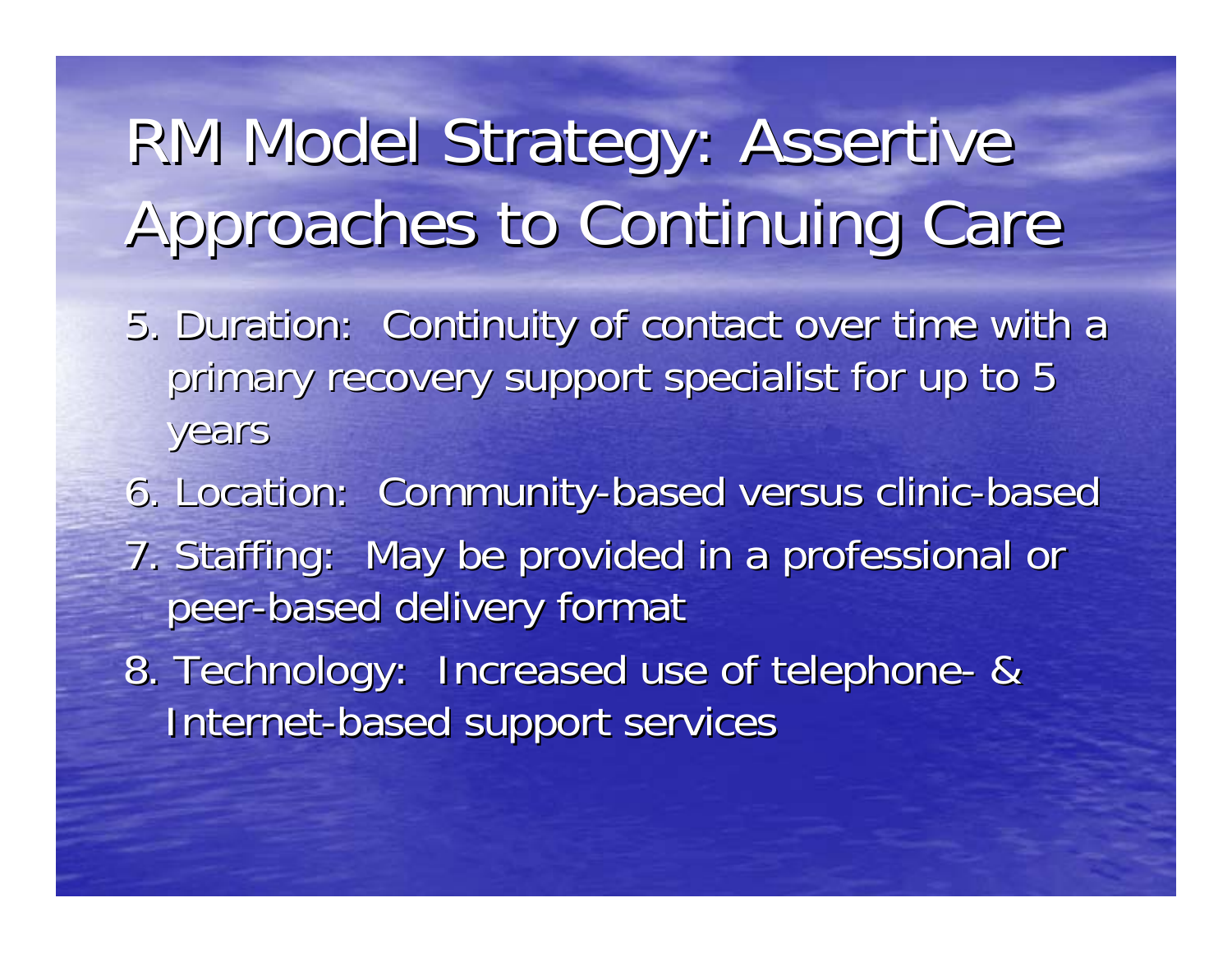# RM Model Strategy: Assertive Approaches to Continuing Care

5. Duration: Continuity of contact over time with a primary recovery support specialist for up to 5 years
6. Location: Community-based versus clinic-based
7. Staffing: May be provided in a professional or peer-based delivery format
8. Technology: Increased use of telephone- & Internet-based support services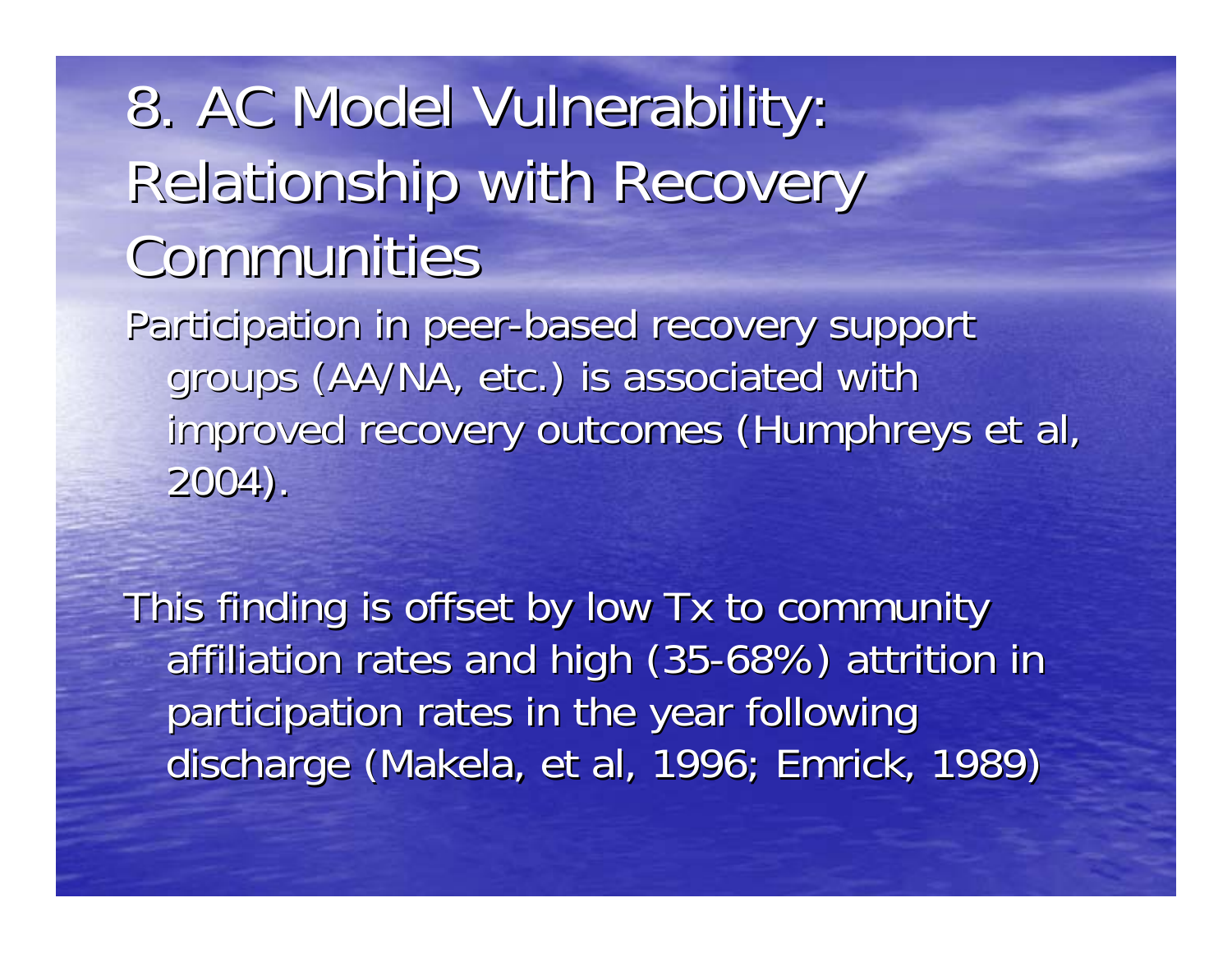# 8. AC Model Vulnerability: Relationship with Recovery Communities

Participation in peer-based recovery support groups (AA/NA, etc.) is associated with improved recovery outcomes (Humphreys et al, 2004).

This finding is offset by low Tx to community affiliation rates and high (35-68%) attrition in participation rates in the year following discharge (Makela, et al, 1996; Emrick, 1989)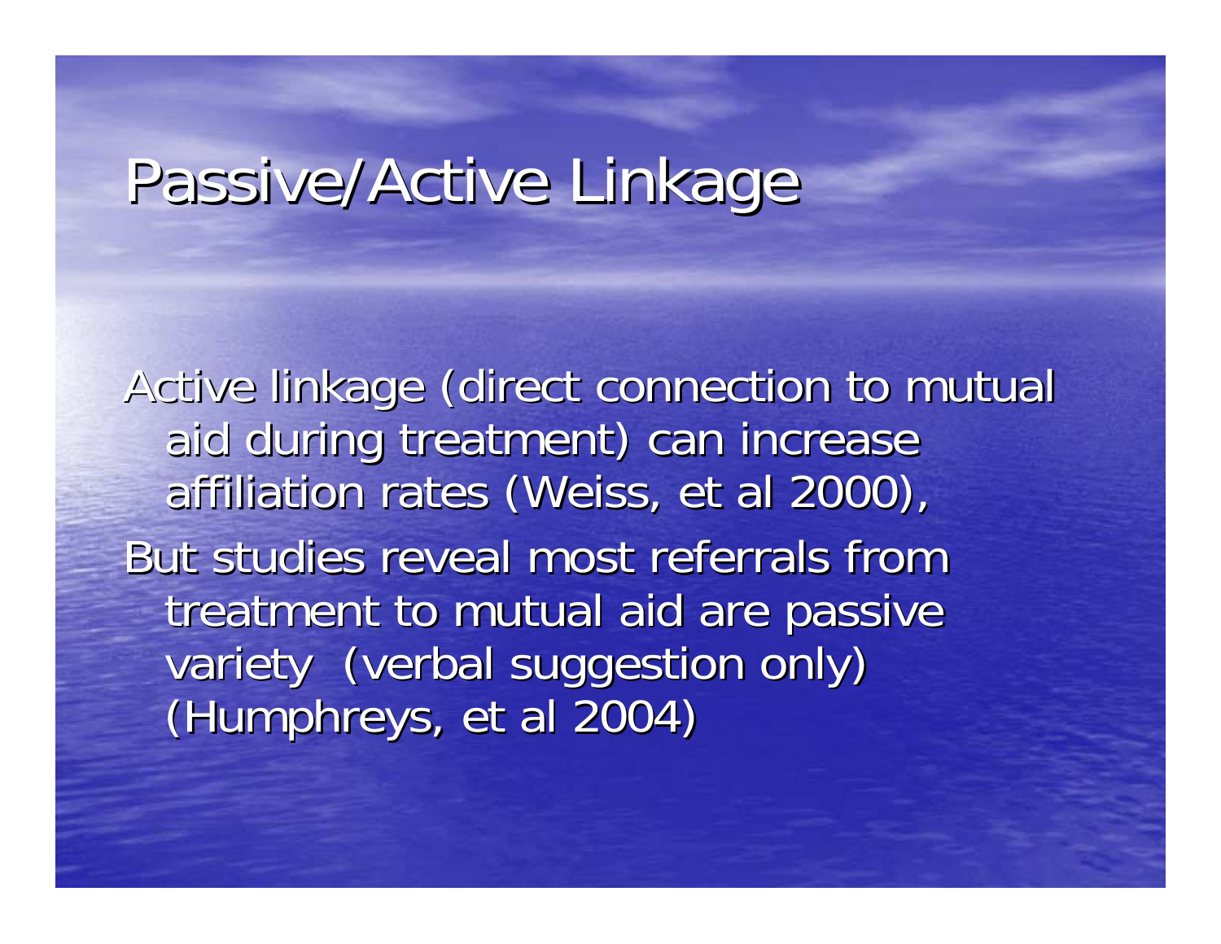# Passive/Active Linkage

Active linkage (direct connection to mutual aid during treatment) can increase affiliation rates (Weiss, et al 2000),

But studies reveal most referrals from treatment to mutual aid are passive variety (verbal suggestion only) (Humphreys, et al 2004)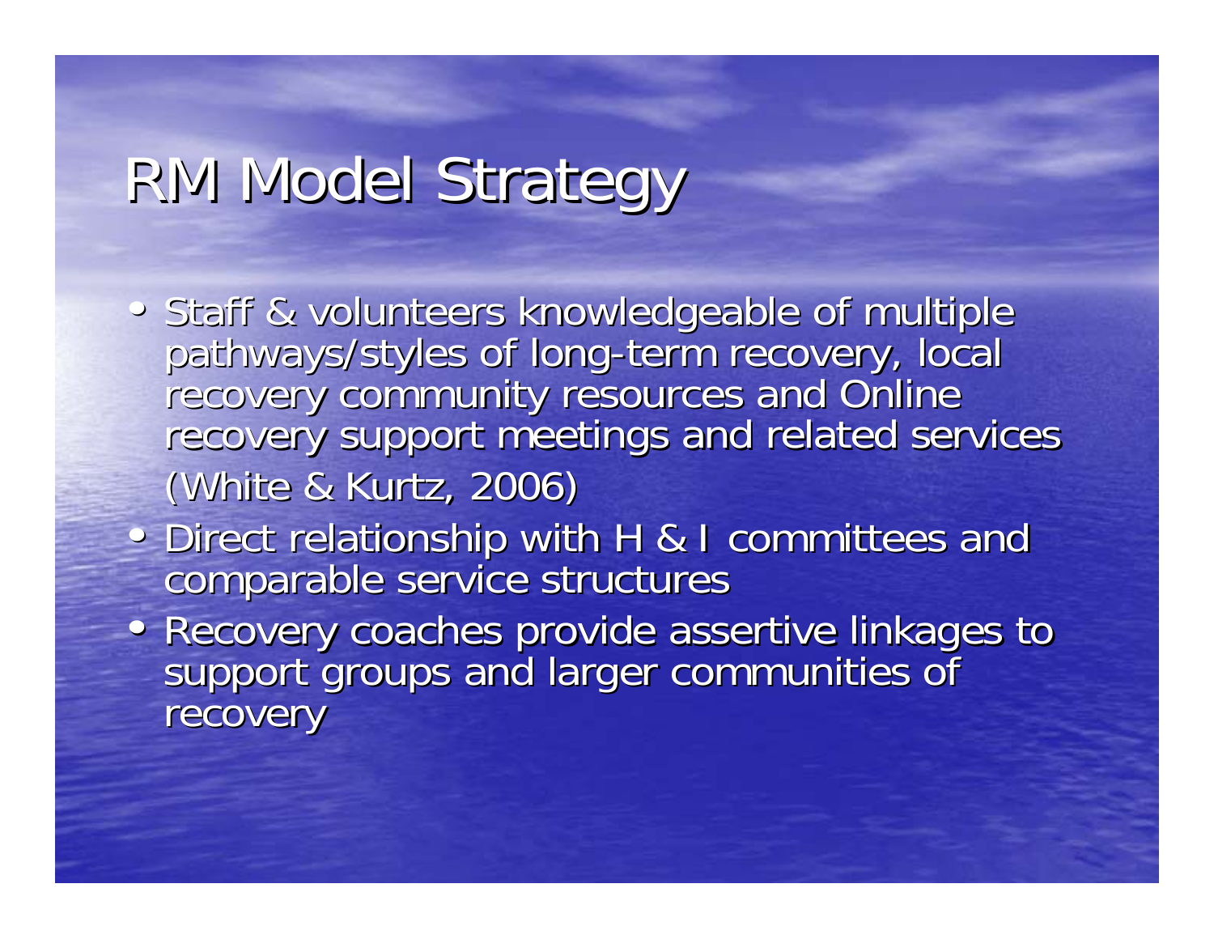# RM Model Strategy

- Staff & volunteers knowledgeable of multiple pathways/styles of long-term recovery, local recovery community resources and Online recovery support meetings and related services (White & Kurtz, 2006)
- Direct relationship with H & I committees and comparable service structures
- Recovery coaches provide assertive linkages to support groups and larger communities of recovery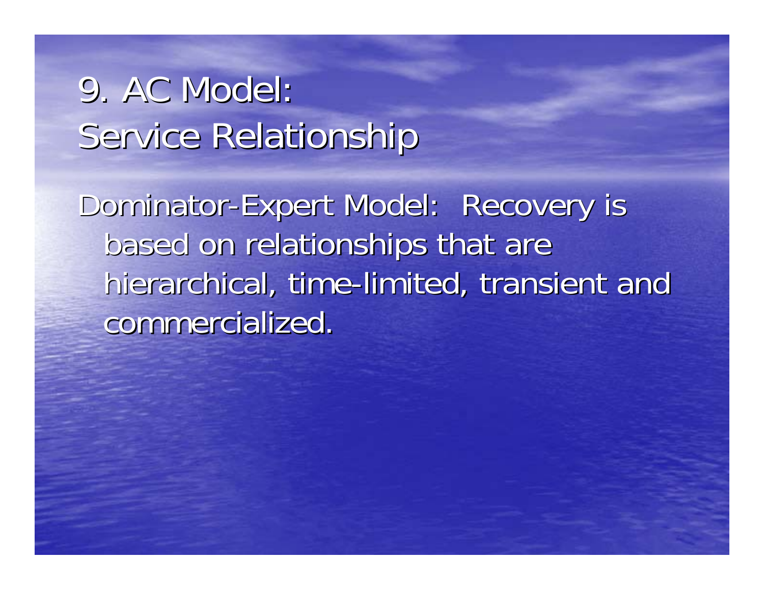# 9. AC Model: Service Relationship

Dominator-Expert Model: Recovery is based on relationships that are hierarchical, time-limited, transient and commercialized.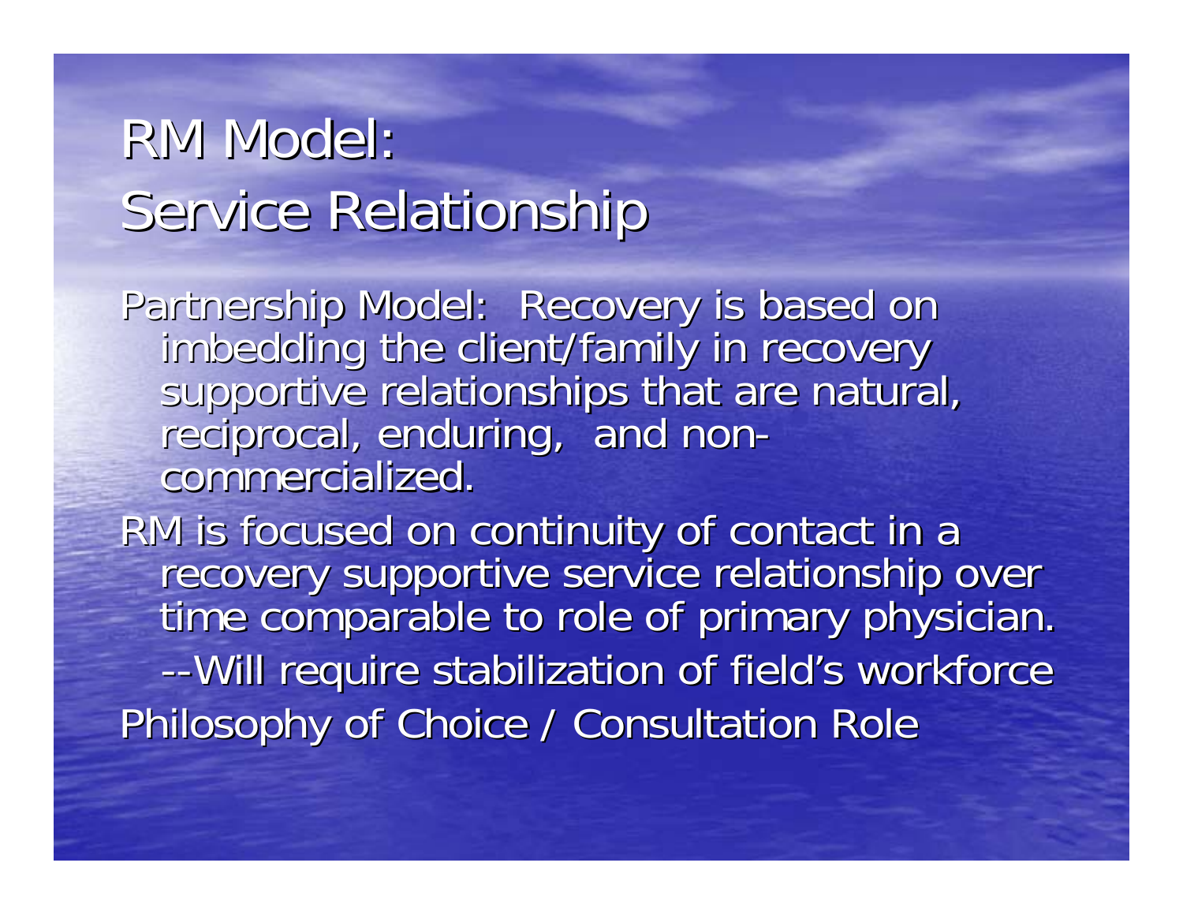# RM Model: Service Relationship

Partnership Model: Recovery is based on imbedding the client/family in recovery supportive relationships that are natural, reciprocal, enduring, and non-commercialized.

RM is focused on continuity of contact in a recovery supportive service relationship over time comparable to role of primary physician.

--Will require stabilization of field's workforce

Philosophy of Choice / Consultation Role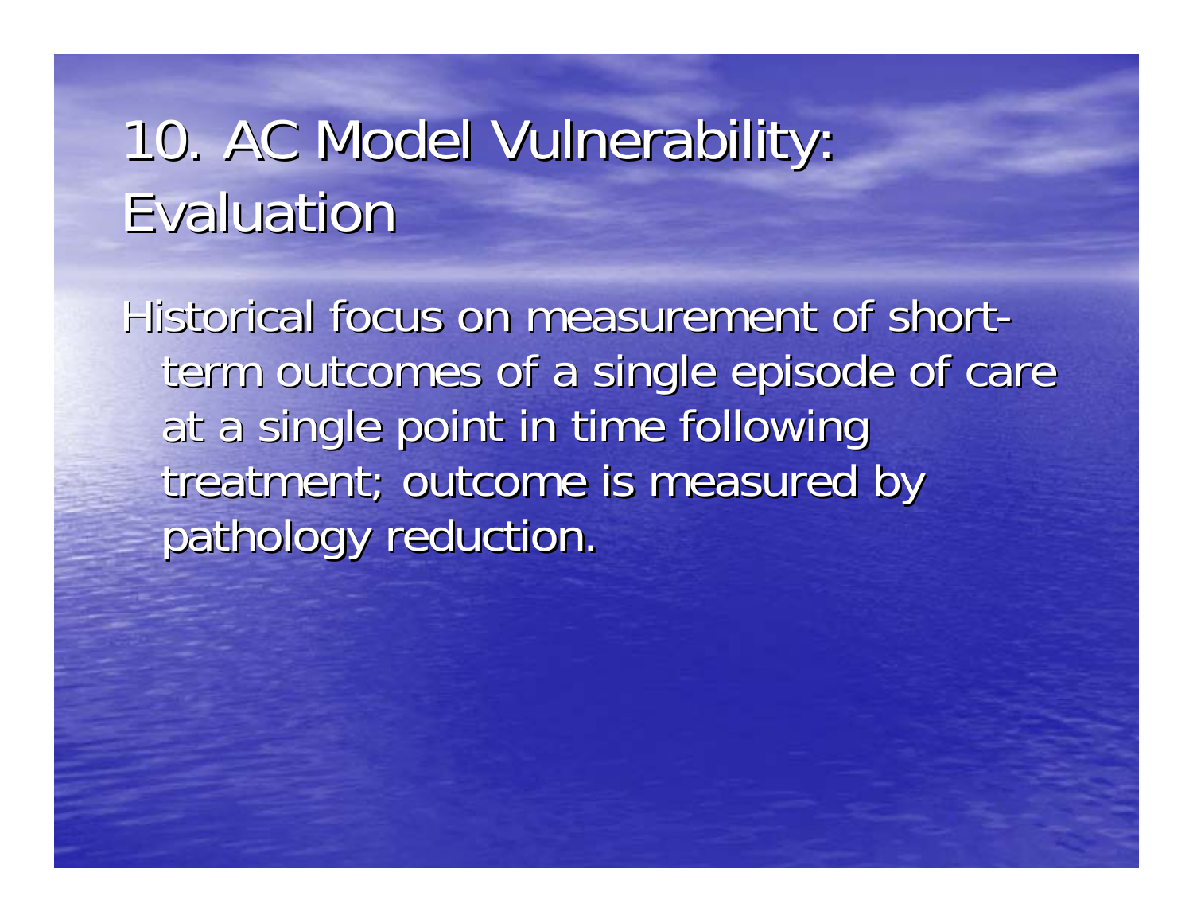# 10. AC Model Vulnerability: Evaluation

Historical focus on measurement of short-term outcomes of a single episode of care at a single point in time following treatment; outcome is measured by pathology reduction.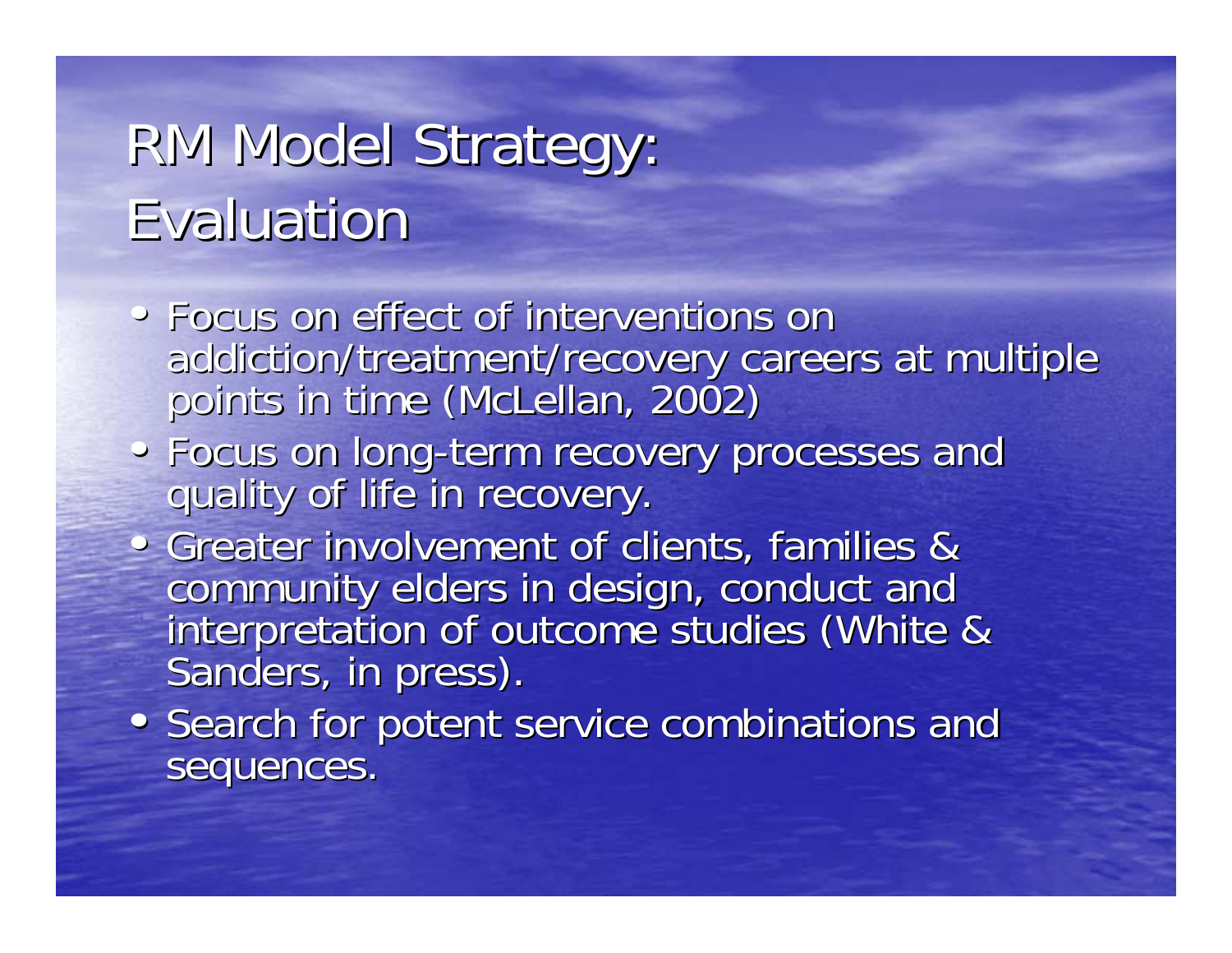# RM Model Strategy: Evaluation

- Focus on effect of interventions on addiction/treatment/recovery careers at multiple points in time (McLellan, 2002)
- Focus on long-term recovery processes and quality of life in recovery.
- Greater involvement of clients, families & community elders in design, conduct and interpretation of outcome studies (White & Sanders, in press).
- Search for potent service combinations and sequences.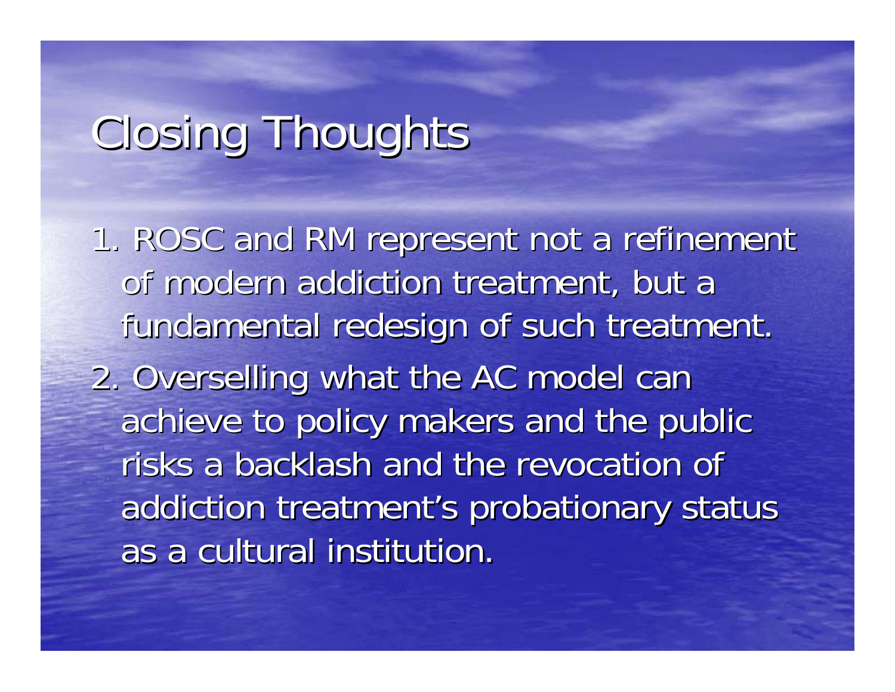# Closing Thoughts

1. ROSC and RM represent not a refinement of modern addiction treatment, but a fundamental redesign of such treatment.
2. Overselling what the AC model can achieve to policy makers and the public risks a backlash and the revocation of addiction treatment's probationary status as a cultural institution.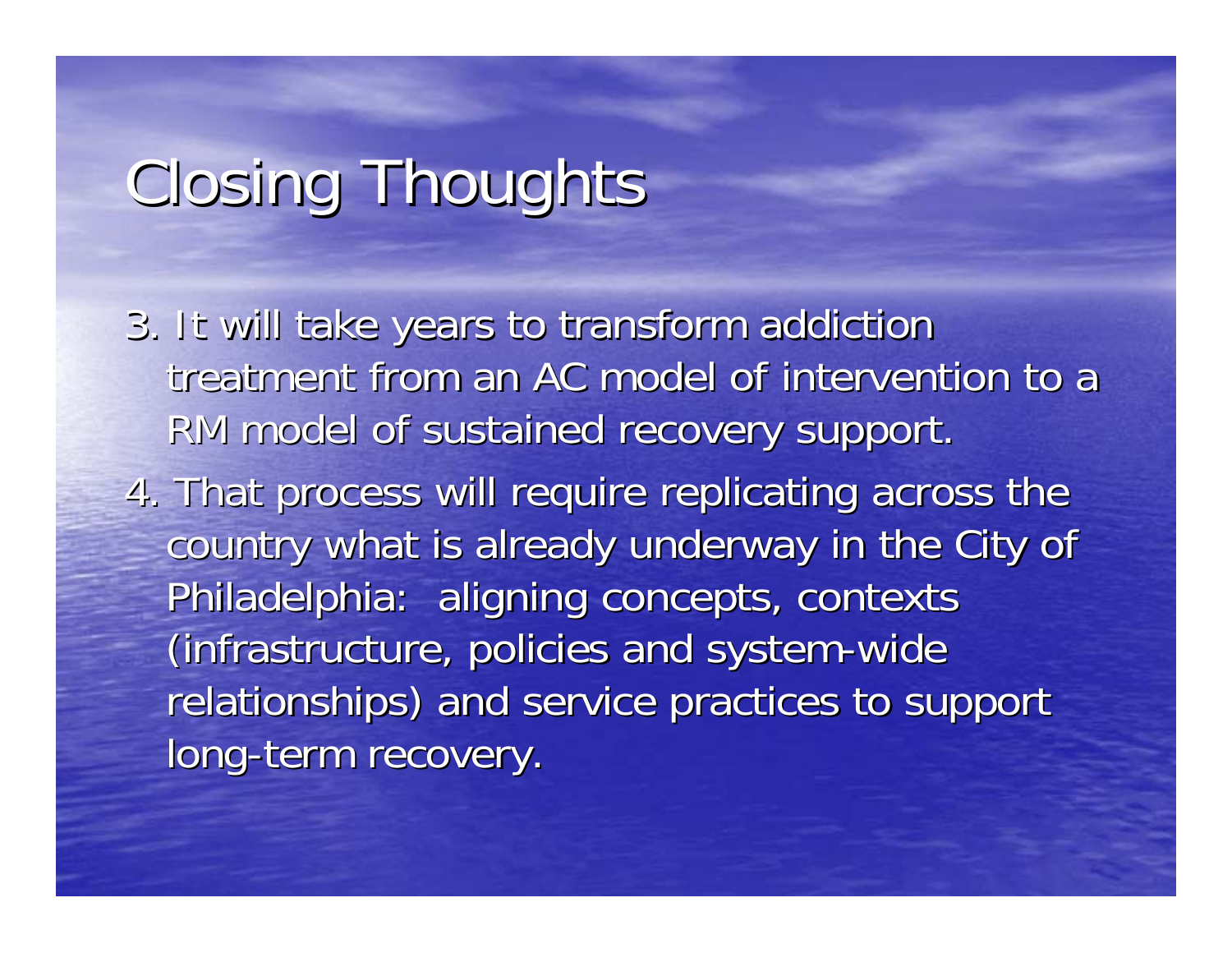# Closing Thoughts

3. It will take years to transform addiction treatment from an AC model of intervention to a RM model of sustained recovery support.
4. That process will require replicating across the country what is already underway in the City of Philadelphia: aligning concepts, contexts (infrastructure, policies and system-wide relationships) and service practices to support long-term recovery.